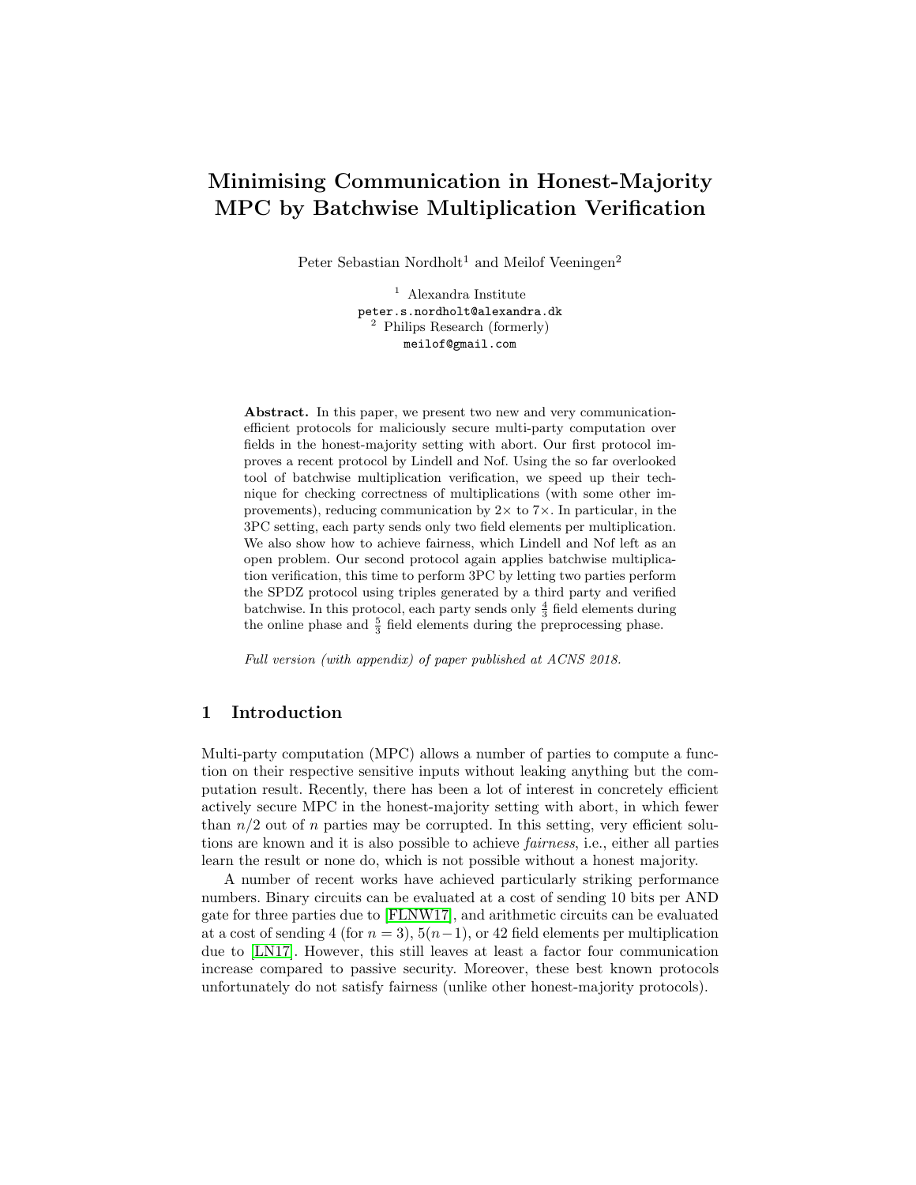# Minimising Communication in Honest-Majority MPC by Batchwise Multiplication Verification

Peter Sebastian Nordholt[1] and Meilof Veeningen[2]

[1] Alexandra Institute
peter.s.nordholt@alexandra.dk
[2] Philips Research (formerly)
meilof@gmail.com

**Abstract.** In this paper, we present two new and very communication-efficient protocols for maliciously secure multi-party computation over fields in the honest-majority setting with abort. Our first protocol improves a recent protocol by Lindell and Nof. Using the so far overlooked tool of batchwise multiplication verification, we speed up their technique for checking correctness of multiplications (with some other improvements), reducing communication by $2\times$ to $7\times$. In particular, in the 3PC setting, each party sends only two field elements per multiplication. We also show how to achieve fairness, which Lindell and Nof left as an open problem. Our second protocol again applies batchwise multiplication verification, this time to perform 3PC by letting two parties perform the SPDZ protocol using triples generated by a third party and verified batchwise. In this protocol, each party sends only $\frac{4}{3}$ field elements during the online phase and $\frac{5}{3}$ field elements during the preprocessing phase.

*Full version (with appendix) of paper published at ACNS 2018.*

## 1 Introduction

Multi-party computation (MPC) allows a number of parties to compute a function on their respective sensitive inputs without leaking anything but the computation result. Recently, there has been a lot of interest in concretely efficient actively secure MPC in the honest-majority setting with abort, in which fewer than $n/2$ out of $n$ parties may be corrupted. In this setting, very efficient solutions are known and it is also possible to achieve *fairness*, i.e., either all parties learn the result or none do, which is not possible without a honest majority.

A number of recent works have achieved particularly striking performance numbers. Binary circuits can be evaluated at a cost of sending 10 bits per AND gate for three parties due to [FLNW17], and arithmetic circuits can be evaluated at a cost of sending 4 (for $n = 3$), $5(n-1)$, or 42 field elements per multiplication due to [LN17]. However, this still leaves at least a factor four communication increase compared to passive security. Moreover, these best known protocols unfortunately do not satisfy fairness (unlike other honest-majority protocols).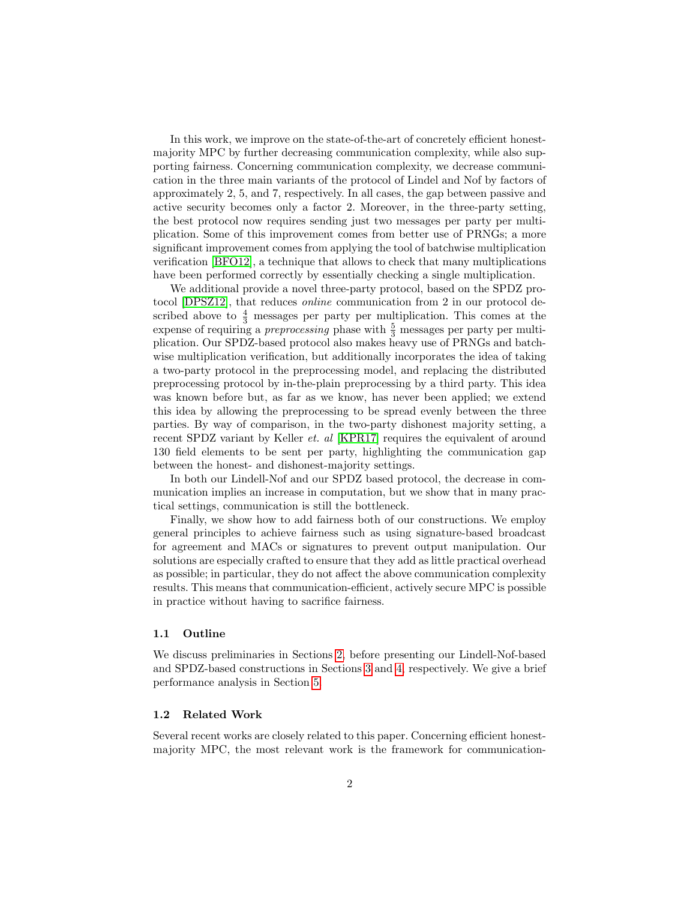In this work, we improve on the state-of-the-art of concretely efficient honest-majority MPC by further decreasing communication complexity, while also supporting fairness. Concerning communication complexity, we decrease communication in the three main variants of the protocol of Lindel and Nof by factors of approximately 2, 5, and 7, respectively. In all cases, the gap between passive and active security becomes only a factor 2. Moreover, in the three-party setting, the best protocol now requires sending just two messages per party per multiplication. Some of this improvement comes from better use of PRNGs; a more significant improvement comes from applying the tool of batchwise multiplication verification [BFO12], a technique that allows to check that many multiplications have been performed correctly by essentially checking a single multiplication.

We additional provide a novel three-party protocol, based on the SPDZ protocol [DPSZ12], that reduces *online* communication from 2 in our protocol described above to $\frac{4}{3}$ messages per party per multiplication. This comes at the expense of requiring a *preprocessing* phase with $\frac{5}{3}$ messages per party per multiplication. Our SPDZ-based protocol also makes heavy use of PRNGs and batchwise multiplication verification, but additionally incorporates the idea of taking a two-party protocol in the preprocessing model, and replacing the distributed preprocessing protocol by in-the-plain preprocessing by a third party. This idea was known before but, as far as we know, has never been applied; we extend this idea by allowing the preprocessing to be spread evenly between the three parties. By way of comparison, in the two-party dishonest majority setting, a recent SPDZ variant by Keller *et. al* [KPR17] requires the equivalent of around 130 field elements to be sent per party, highlighting the communication gap between the honest- and dishonest-majority settings.

In both our Lindell-Nof and our SPDZ based protocol, the decrease in communication implies an increase in computation, but we show that in many practical settings, communication is still the bottleneck.

Finally, we show how to add fairness both of our constructions. We employ general principles to achieve fairness such as using signature-based broadcast for agreement and MACs or signatures to prevent output manipulation. Our solutions are especially crafted to ensure that they add as little practical overhead as possible; in particular, they do not affect the above communication complexity results. This means that communication-efficient, actively secure MPC is possible in practice without having to sacrifice fairness.

### 1.1 Outline

We discuss preliminaries in Sections 2, before presenting our Lindell-Nof-based and SPDZ-based constructions in Sections 3 and 4, respectively. We give a brief performance analysis in Section 5.

### 1.2 Related Work

Several recent works are closely related to this paper. Concerning efficient honest-majority MPC, the most relevant work is the framework for communication-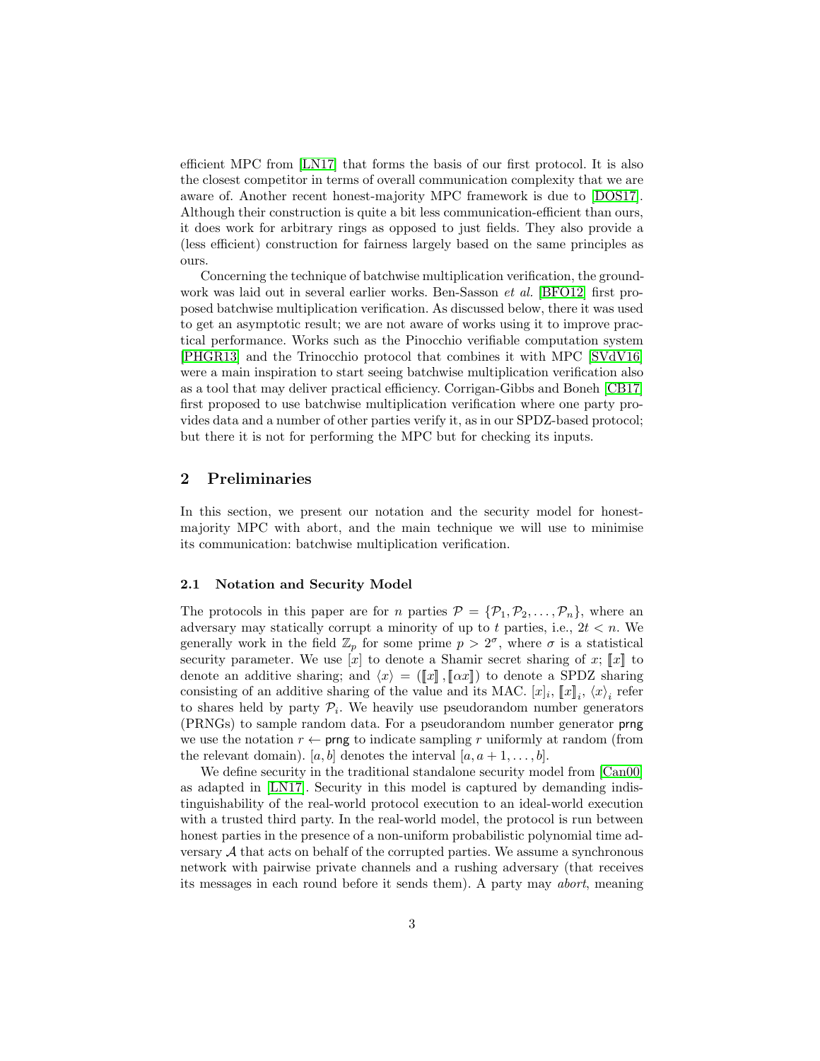efficient MPC from [LN17] that forms the basis of our first protocol. It is also the closest competitor in terms of overall communication complexity that we are aware of. Another recent honest-majority MPC framework is due to [DOS17]. Although their construction is quite a bit less communication-efficient than ours, it does work for arbitrary rings as opposed to just fields. They also provide a (less efficient) construction for fairness largely based on the same principles as ours.

Concerning the technique of batchwise multiplication verification, the groundwork was laid out in several earlier works. Ben-Sasson *et al.* [BFO12] first proposed batchwise multiplication verification. As discussed below, there it was used to get an asymptotic result; we are not aware of works using it to improve practical performance. Works such as the Pinocchio verifiable computation system [PHGR13] and the Trinocchio protocol that combines it with MPC [SVdV16] were a main inspiration to start seeing batchwise multiplication verification also as a tool that may deliver practical efficiency. Corrigan-Gibbs and Boneh [CB17] first proposed to use batchwise multiplication verification where one party provides data and a number of other parties verify it, as in our SPDZ-based protocol; but there it is not for performing the MPC but for checking its inputs.

## 2 Preliminaries

In this section, we present our notation and the security model for honest-majority MPC with abort, and the main technique we will use to minimise its communication: batchwise multiplication verification.

### 2.1 Notation and Security Model

The protocols in this paper are for $n$ parties $\mathcal{P} = \{\mathcal{P}_1, \mathcal{P}_2, \dots, \mathcal{P}_n\}$, where an adversary may statically corrupt a minority of up to $t$ parties, i.e., $2t < n$. We generally work in the field $\mathbb{Z}_p$ for some prime $p > 2^\sigma$, where $\sigma$ is a statistical security parameter. We use $[x]$ to denote a Shamir secret sharing of $x$; $[\![x]\!]$ to denote an additive sharing; and $\langle x \rangle = ([\![x]\!], [\![\alpha x]\!])$ to denote a SPDZ sharing consisting of an additive sharing of the value and its MAC. $[x]_i$, $[\![x]\!]_i$, $\langle x \rangle_i$ refer to shares held by party $\mathcal{P}_i$. We heavily use pseudorandom number generators (PRNGs) to sample random data. For a pseudorandom number generator $\mathsf{prng}$ we use the notation $r \leftarrow \mathsf{prng}$ to indicate sampling $r$ uniformly at random (from the relevant domain). $[a, b]$ denotes the interval $[a, a+1, \dots, b]$.

We define security in the traditional standalone security model from [Can00] as adapted in [LN17]. Security in this model is captured by demanding indistinguishability of the real-world protocol execution to an ideal-world execution with a trusted third party. In the real-world model, the protocol is run between honest parties in the presence of a non-uniform probabilistic polynomial time adversary $\mathcal{A}$ that acts on behalf of the corrupted parties. We assume a synchronous network with pairwise private channels and a rushing adversary (that receives its messages in each round before it sends them). A party may *abort*, meaning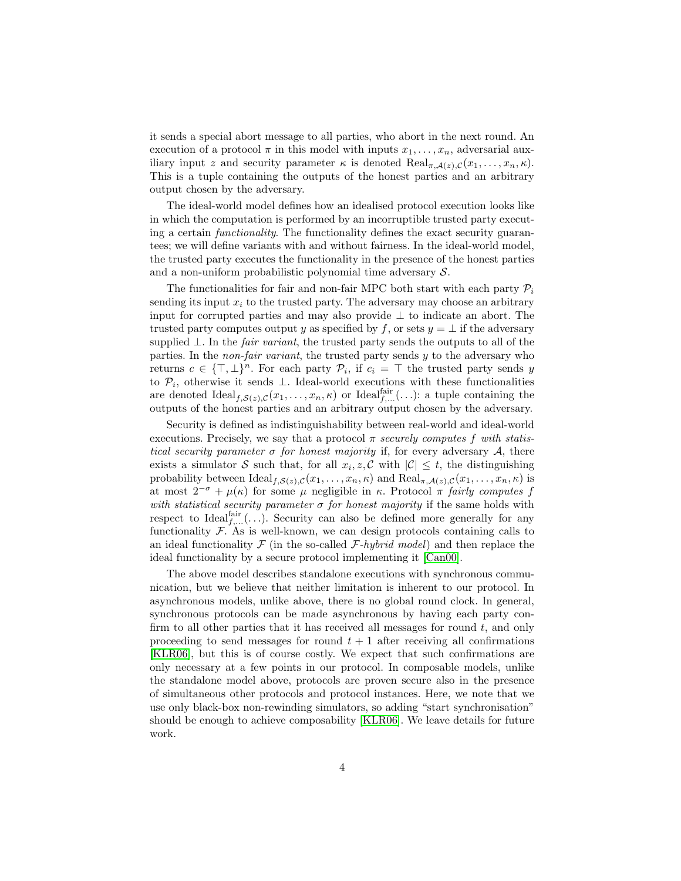it sends a special abort message to all parties, who abort in the next round. An execution of a protocol $\pi$ in this model with inputs $x_1, \ldots, x_n$, adversarial auxiliary input $z$ and security parameter $\kappa$ is denoted $\text{Real}_{\pi,\mathcal{A}(z),\mathcal{C}}(x_1, \ldots, x_n, \kappa)$. This is a tuple containing the outputs of the honest parties and an arbitrary output chosen by the adversary.

The ideal-world model defines how an idealised protocol execution looks like in which the computation is performed by an incorruptible trusted party executing a certain *functionality*. The functionality defines the exact security guarantees; we will define variants with and without fairness. In the ideal-world model, the trusted party executes the functionality in the presence of the honest parties and a non-uniform probabilistic polynomial time adversary $\mathcal{S}$.

The functionalities for fair and non-fair MPC both start with each party $\mathcal{P}_i$ sending its input $x_i$ to the trusted party. The adversary may choose an arbitrary input for corrupted parties and may also provide $\perp$ to indicate an abort. The trusted party computes output $y$ as specified by $f$, or sets $y = \perp$ if the adversary supplied $\perp$. In the *fair variant*, the trusted party sends the outputs to all of the parties. In the *non-fair variant*, the trusted party sends $y$ to the adversary who returns $c \in \{\top, \perp\}^n$. For each party $\mathcal{P}_i$, if $c_i = \top$ the trusted party sends $y$ to $\mathcal{P}_i$, otherwise it sends $\perp$. Ideal-world executions with these functionalities are denoted $\text{Ideal}_{f,\mathcal{S}(z),\mathcal{C}}(x_1, \ldots, x_n, \kappa)$ or $\text{Ideal}^{\text{fair}}_{f,\ldots}(\ldots)$: a tuple containing the outputs of the honest parties and an arbitrary output chosen by the adversary.

Security is defined as indistinguishability between real-world and ideal-world executions. Precisely, we say that a protocol $\pi$ *securely computes $f$ with statistical security parameter $\sigma$ for honest majority* if, for every adversary $\mathcal{A}$, there exists a simulator $\mathcal{S}$ such that, for all $x_i, z, \mathcal{C}$ with $|\mathcal{C}| \leq t$, the distinguishing probability between $\text{Ideal}_{f,\mathcal{S}(z),\mathcal{C}}(x_1, \ldots, x_n, \kappa)$ and $\text{Real}_{\pi,\mathcal{A}(z),\mathcal{C}}(x_1, \ldots, x_n, \kappa)$ is at most $2^{-\sigma} + \mu(\kappa)$ for some $\mu$ negligible in $\kappa$. Protocol $\pi$ *fairly computes $f$ with statistical security parameter $\sigma$ for honest majority* if the same holds with respect to $\text{Ideal}^{\text{fair}}_{f,\ldots}(\ldots)$. Security can also be defined more generally for any functionality $\mathcal{F}$. As is well-known, we can design protocols containing calls to an ideal functionality $\mathcal{F}$ (in the so-called *$\mathcal{F}$-hybrid model*) and then replace the ideal functionality by a secure protocol implementing it [Can00].

The above model describes standalone executions with synchronous communication, but we believe that neither limitation is inherent to our protocol. In asynchronous models, unlike above, there is no global round clock. In general, synchronous protocols can be made asynchronous by having each party confirm to all other parties that it has received all messages for round $t$, and only proceeding to send messages for round $t + 1$ after receiving all confirmations [KLR06], but this is of course costly. We expect that such confirmations are only necessary at a few points in our protocol. In composable models, unlike the standalone model above, protocols are proven secure also in the presence of simultaneous other protocols and protocol instances. Here, we note that we use only black-box non-rewinding simulators, so adding "start synchronisation" should be enough to achieve composability [KLR06]. We leave details for future work.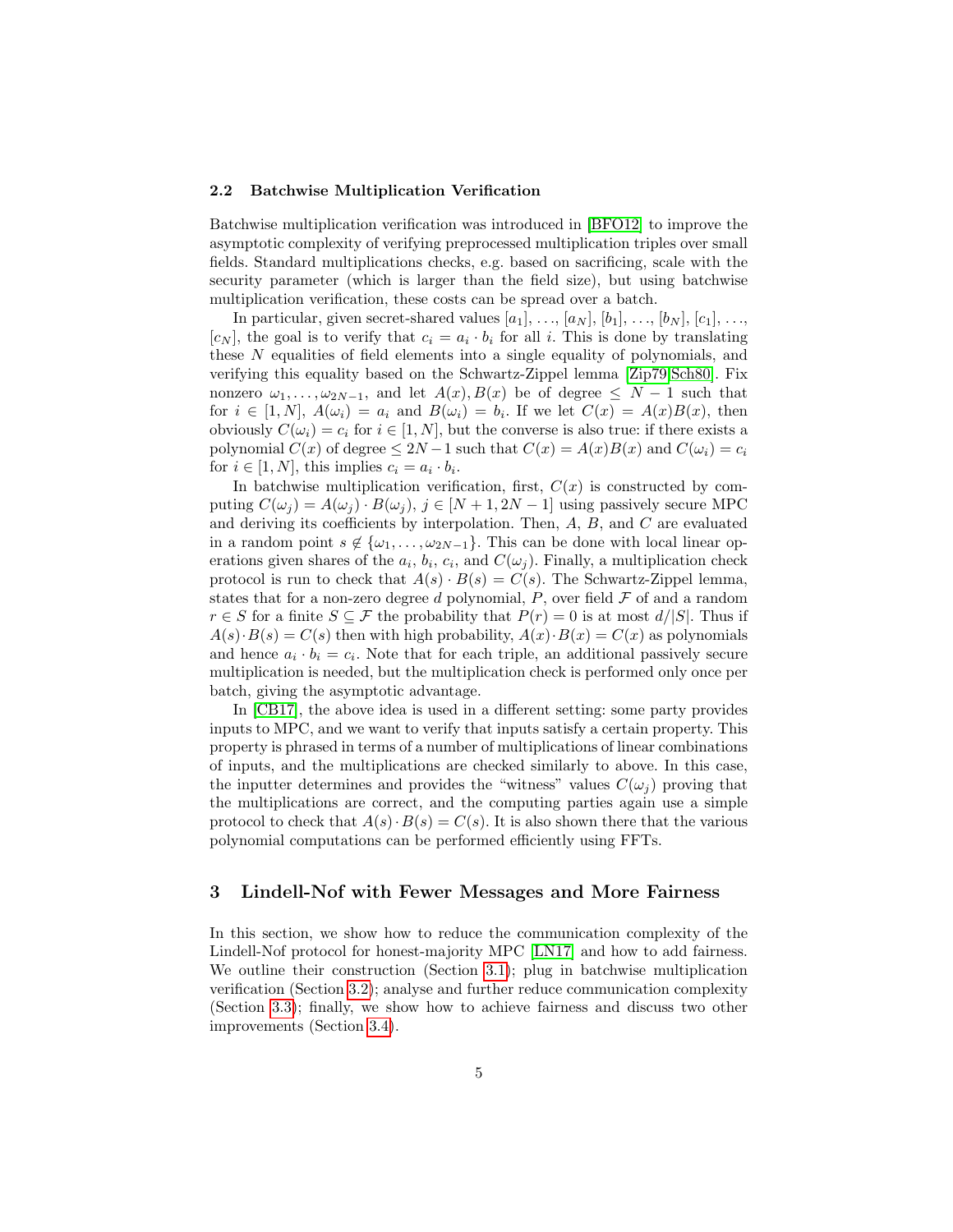### 2.2 Batchwise Multiplication Verification

Batchwise multiplication verification was introduced in [BFO12] to improve the asymptotic complexity of verifying preprocessed multiplication triples over small fields. Standard multiplications checks, e.g. based on sacrificing, scale with the security parameter (which is larger than the field size), but using batchwise multiplication verification, these costs can be spread over a batch.

In particular, given secret-shared values $[a_1]$, ..., $[a_N]$, $[b_1]$, ..., $[b_N]$, $[c_1]$, ..., $[c_N]$, the goal is to verify that $c_i = a_i \cdot b_i$ for all $i$. This is done by translating these $N$ equalities of field elements into a single equality of polynomials, and verifying this equality based on the Schwartz-Zippel lemma [Zip79,Sch80]. Fix nonzero $\omega_1, \ldots, \omega_{2N-1}$, and let $A(x), B(x)$ be of degree $\leq N-1$ such that for $i \in [1, N]$, $A(\omega_i) = a_i$ and $B(\omega_i) = b_i$. If we let $C(x) = A(x)B(x)$, then obviously $C(\omega_i) = c_i$ for $i \in [1, N]$, but the converse is also true: if there exists a polynomial $C(x)$ of degree $\leq 2N-1$ such that $C(x) = A(x)B(x)$ and $C(\omega_i) = c_i$ for $i \in [1, N]$, this implies $c_i = a_i \cdot b_i$.

In batchwise multiplication verification, first, $C(x)$ is constructed by computing $C(\omega_j) = A(\omega_j) \cdot B(\omega_j)$, $j \in [N+1, 2N-1]$ using passively secure MPC and deriving its coefficients by interpolation. Then, $A$, $B$, and $C$ are evaluated in a random point $s \notin \{\omega_1, \ldots, \omega_{2N-1}\}$. This can be done with local linear operations given shares of the $a_i$, $b_i$, $c_i$, and $C(\omega_j)$. Finally, a multiplication check protocol is run to check that $A(s) \cdot B(s) = C(s)$. The Schwartz-Zippel lemma, states that for a non-zero degree $d$ polynomial, $P$, over field $\mathcal{F}$ of and a random $r \in S$ for a finite $S \subseteq \mathcal{F}$ the probability that $P(r) = 0$ is at most $d/|S|$. Thus if $A(s) \cdot B(s) = C(s)$ then with high probability, $A(x) \cdot B(x) = C(x)$ as polynomials and hence $a_i \cdot b_i = c_i$. Note that for each triple, an additional passively secure multiplication is needed, but the multiplication check is performed only once per batch, giving the asymptotic advantage.

In [CB17], the above idea is used in a different setting: some party provides inputs to MPC, and we want to verify that inputs satisfy a certain property. This property is phrased in terms of a number of multiplications of linear combinations of inputs, and the multiplications are checked similarly to above. In this case, the inputter determines and provides the "witness" values $C(\omega_j)$ proving that the multiplications are correct, and the computing parties again use a simple protocol to check that $A(s) \cdot B(s) = C(s)$. It is also shown there that the various polynomial computations can be performed efficiently using FFTs.

## 3 Lindell-Nof with Fewer Messages and More Fairness

In this section, we show how to reduce the communication complexity of the Lindell-Nof protocol for honest-majority MPC [LN17] and how to add fairness. We outline their construction (Section 3.1); plug in batchwise multiplication verification (Section 3.2); analyse and further reduce communication complexity (Section 3.3); finally, we show how to achieve fairness and discuss two other improvements (Section 3.4).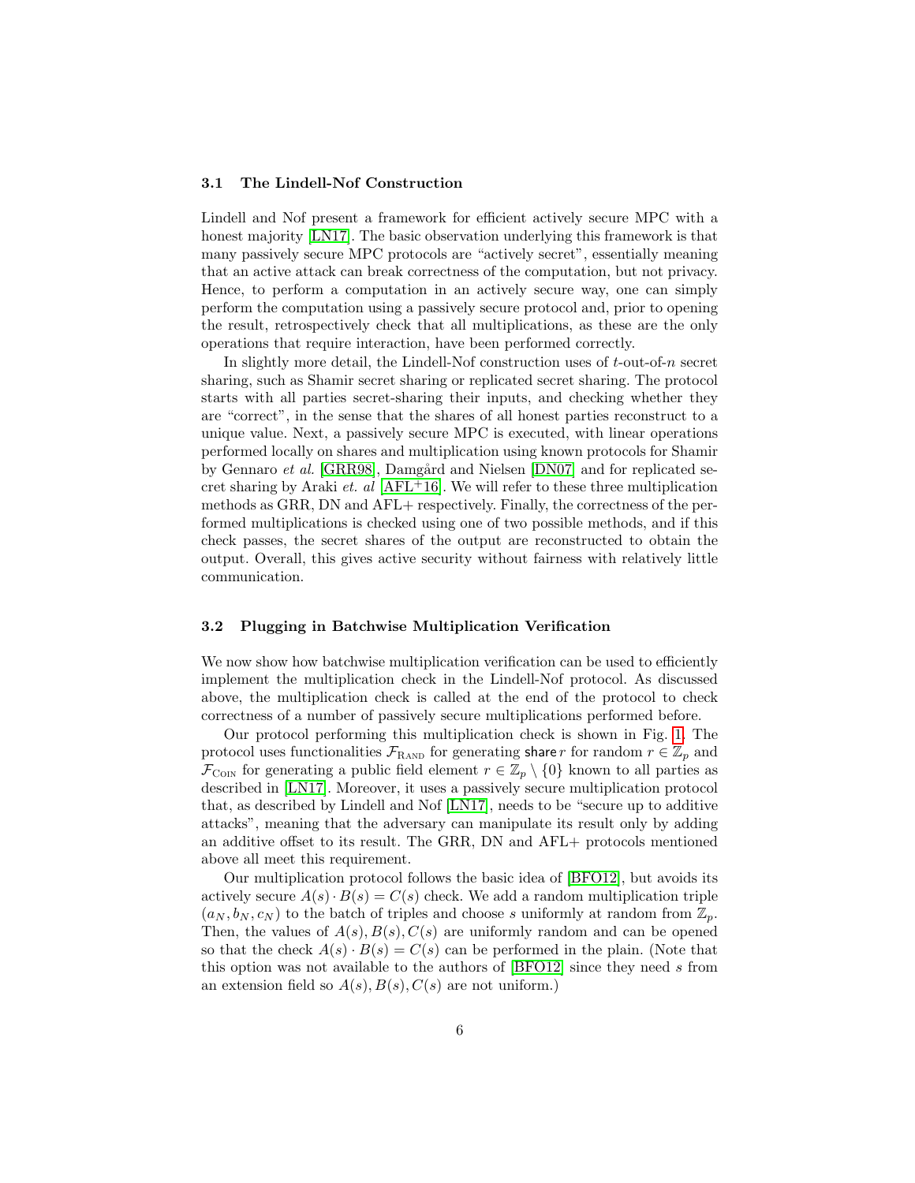### 3.1 The Lindell-Nof Construction

Lindell and Nof present a framework for efficient actively secure MPC with a honest majority [LN17]. The basic observation underlying this framework is that many passively secure MPC protocols are "actively secret", essentially meaning that an active attack can break correctness of the computation, but not privacy. Hence, to perform a computation in an actively secure way, one can simply perform the computation using a passively secure protocol and, prior to opening the result, retrospectively check that all multiplications, as these are the only operations that require interaction, have been performed correctly.

In slightly more detail, the Lindell-Nof construction uses of $t$-out-of-$n$ secret sharing, such as Shamir secret sharing or replicated secret sharing. The protocol starts with all parties secret-sharing their inputs, and checking whether they are "correct", in the sense that the shares of all honest parties reconstruct to a unique value. Next, a passively secure MPC is executed, with linear operations performed locally on shares and multiplication using known protocols for Shamir by Gennaro *et al.* [GRR98], Damgård and Nielsen [DN07] and for replicated secret sharing by Araki *et. al* [AFL+16]. We will refer to these three multiplication methods as GRR, DN and AFL+ respectively. Finally, the correctness of the performed multiplications is checked using one of two possible methods, and if this check passes, the secret shares of the output are reconstructed to obtain the output. Overall, this gives active security without fairness with relatively little communication.

### 3.2 Plugging in Batchwise Multiplication Verification

We now show how batchwise multiplication verification can be used to efficiently implement the multiplication check in the Lindell-Nof protocol. As discussed above, the multiplication check is called at the end of the protocol to check correctness of a number of passively secure multiplications performed before.

Our protocol performing this multiplication check is shown in Fig. 1. The protocol uses functionalities $\mathcal{F}_{\text{RAND}}$ for generating $\mathsf{share}\, r$ for random $r \in \mathbb{Z}_p$ and $\mathcal{F}_{\text{COIN}}$ for generating a public field element $r \in \mathbb{Z}_p \setminus \{0\}$ known to all parties as described in [LN17]. Moreover, it uses a passively secure multiplication protocol that, as described by Lindell and Nof [LN17], needs to be "secure up to additive attacks", meaning that the adversary can manipulate its result only by adding an additive offset to its result. The GRR, DN and AFL+ protocols mentioned above all meet this requirement.

Our multiplication protocol follows the basic idea of [BFO12], but avoids its actively secure $A(s) \cdot B(s) = C(s)$ check. We add a random multiplication triple $(a_N, b_N, c_N)$ to the batch of triples and choose $s$ uniformly at random from $\mathbb{Z}_p$. Then, the values of $A(s), B(s), C(s)$ are uniformly random and can be opened so that the check $A(s) \cdot B(s) = C(s)$ can be performed in the plain. (Note that this option was not available to the authors of [BFO12] since they need $s$ from an extension field so $A(s), B(s), C(s)$ are not uniform.)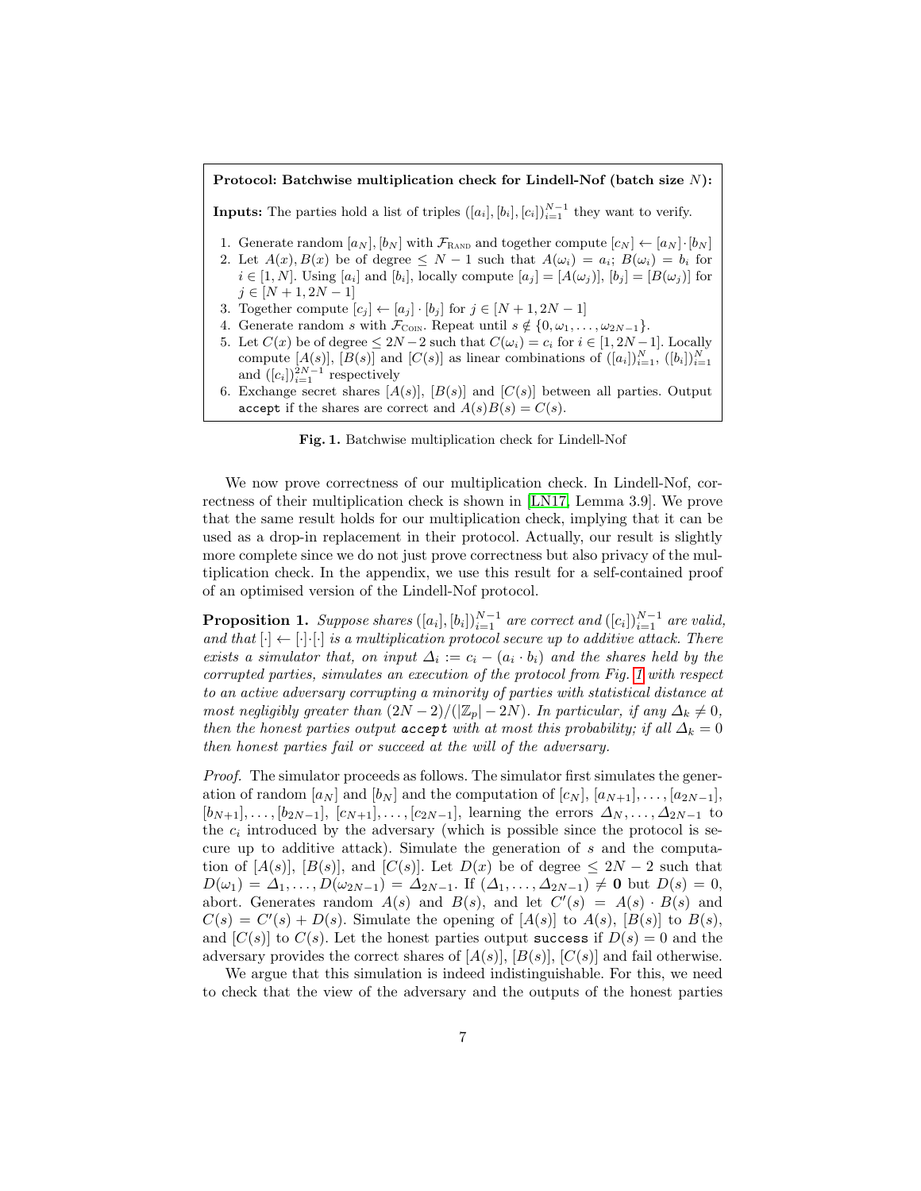**Protocol: Batchwise multiplication check for Lindell-Nof (batch size $N$):**

**Inputs:** The parties hold a list of triples $([a_i],[b_i],[c_i])_{i=1}^{N-1}$ they want to verify.

1. Generate random $[a_N],[b_N]$ with $\mathcal{F}_{\text{Rand}}$ and together compute $[c_N] \leftarrow [a_N]\cdot[b_N]$
2. Let $A(x), B(x)$ be of degree $\leq N-1$ such that $A(\omega_i) = a_i$; $B(\omega_i) = b_i$ for $i \in [1, N]$. Using $[a_i]$ and $[b_i]$, locally compute $[a_j] = [A(\omega_j)]$, $[b_j] = [B(\omega_j)]$ for $j \in [N+1, 2N-1]$
3. Together compute $[c_j] \leftarrow [a_j]\cdot[b_j]$ for $j \in [N+1, 2N-1]$
4. Generate random $s$ with $\mathcal{F}_{\text{Coin}}$. Repeat until $s \notin \{0, \omega_1, \ldots, \omega_{2N-1}\}$.
5. Let $C(x)$ be of degree $\leq 2N-2$ such that $C(\omega_i) = c_i$ for $i \in [1, 2N-1]$. Locally compute $[A(s)]$, $[B(s)]$ and $[C(s)]$ as linear combinations of $([a_i])_{i=1}^{N}$, $([b_i])_{i=1}^{N}$ and $([c_i])_{i=1}^{2N-1}$ respectively
6. Exchange secret shares $[A(s)]$, $[B(s)]$ and $[C(s)]$ between all parties. Output accept if the shares are correct and $A(s)B(s) = C(s)$.

**Fig. 1.** Batchwise multiplication check for Lindell-Nof

We now prove correctness of our multiplication check. In Lindell-Nof, correctness of their multiplication check is shown in [LN17, Lemma 3.9]. We prove that the same result holds for our multiplication check, implying that it can be used as a drop-in replacement in their protocol. Actually, our result is slightly more complete since we do not just prove correctness but also privacy of the multiplication check. In the appendix, we use this result for a self-contained proof of an optimised version of the Lindell-Nof protocol.

**Proposition 1.** *Suppose shares $([a_i],[b_i])_{i=1}^{N-1}$ are correct and $([c_i])_{i=1}^{N-1}$ are valid, and that $[\cdot] \leftarrow [\cdot]\cdot[\cdot]$ is a multiplication protocol secure up to additive attack. There exists a simulator that, on input $\Delta_i := c_i - (a_i \cdot b_i)$ and the shares held by the corrupted parties, simulates an execution of the protocol from Fig. 1 with respect to an active adversary corrupting a minority of parties with statistical distance at most negligibly greater than $(2N-2)/(|\mathbb{Z}_p| - 2N)$. In particular, if any $\Delta_k \neq 0$, then the honest parties output* accept *with at most this probability; if all $\Delta_k = 0$ then honest parties fail or succeed at the will of the adversary.*

*Proof.* The simulator proceeds as follows. The simulator first simulates the generation of random $[a_N]$ and $[b_N]$ and the computation of $[c_N]$, $[a_{N+1}], \ldots, [a_{2N-1}]$, $[b_{N+1}], \ldots, [b_{2N-1}]$, $[c_{N+1}], \ldots, [c_{2N-1}]$, learning the errors $\Delta_N, \ldots, \Delta_{2N-1}$ to the $c_i$ introduced by the adversary (which is possible since the protocol is secure up to additive attack). Simulate the generation of $s$ and the computation of $[A(s)]$, $[B(s)]$, and $[C(s)]$. Let $D(x)$ be of degree $\leq 2N-2$ such that $D(\omega_1) = \Delta_1, \ldots, D(\omega_{2N-1}) = \Delta_{2N-1}$. If $(\Delta_1, \ldots, \Delta_{2N-1}) \neq \mathbf{0}$ but $D(s) = 0$, abort. Generates random $A(s)$ and $B(s)$, and let $C'(s) = A(s)\cdot B(s)$ and $C(s) = C'(s) + D(s)$. Simulate the opening of $[A(s)]$ to $A(s)$, $[B(s)]$ to $B(s)$, and $[C(s)]$ to $C(s)$. Let the honest parties output success if $D(s) = 0$ and the adversary provides the correct shares of $[A(s)]$, $[B(s)]$, $[C(s)]$ and fail otherwise.

We argue that this simulation is indeed indistinguishable. For this, we need to check that the view of the adversary and the outputs of the honest parties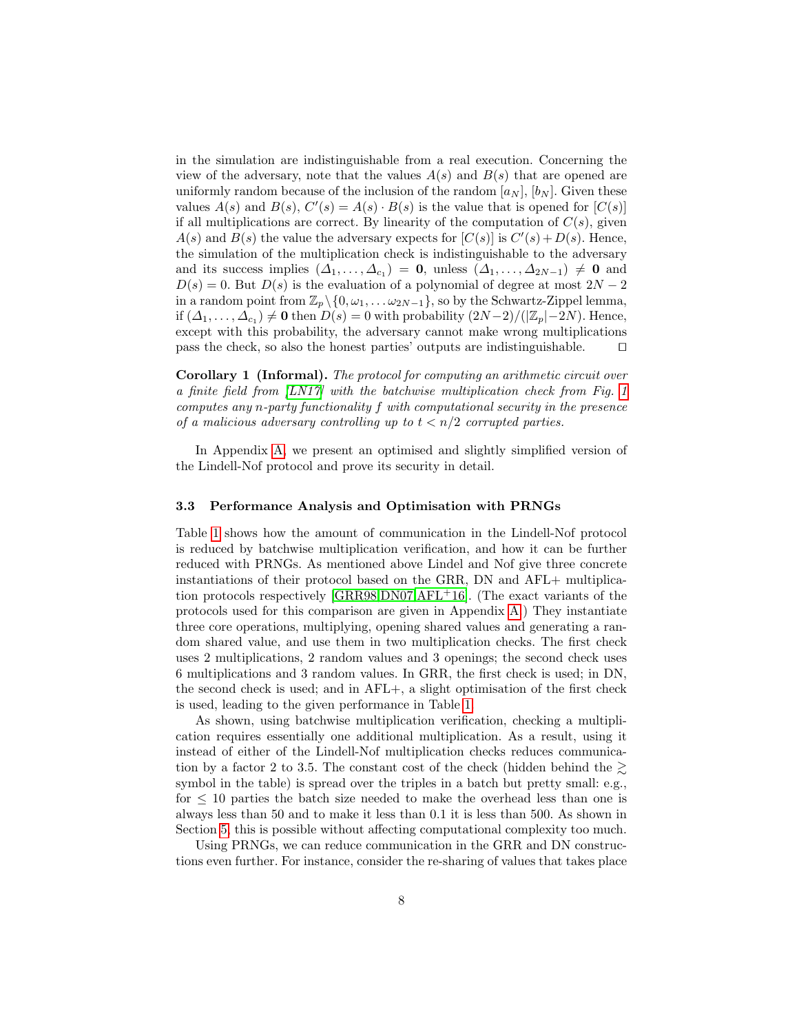in the simulation are indistinguishable from a real execution. Concerning the view of the adversary, note that the values $A(s)$ and $B(s)$ that are opened are uniformly random because of the inclusion of the random $[a_N]$, $[b_N]$. Given these values $A(s)$ and $B(s)$, $C'(s) = A(s) \cdot B(s)$ is the value that is opened for $[C(s)]$ if all multiplications are correct. By linearity of the computation of $C(s)$, given $A(s)$ and $B(s)$ the value the adversary expects for $[C(s)]$ is $C'(s) + D(s)$. Hence, the simulation of the multiplication check is indistinguishable to the adversary and its success implies $(\Delta_1, \ldots, \Delta_{c_1}) = \mathbf{0}$, unless $(\Delta_1, \ldots, \Delta_{2N-1}) \neq \mathbf{0}$ and $D(s) = 0$. But $D(s)$ is the evaluation of a polynomial of degree at most $2N - 2$ in a random point from $\mathbb{Z}_p \setminus \{0, \omega_1, \ldots \omega_{2N-1}\}$, so by the Schwartz-Zippel lemma, if $(\Delta_1, \ldots, \Delta_{c_1}) \neq \mathbf{0}$ then $D(s) = 0$ with probability $(2N-2)/(|\mathbb{Z}_p|-2N)$. Hence, except with this probability, the adversary cannot make wrong multiplications pass the check, so also the honest parties' outputs are indistinguishable. ◻

**Corollary 1 (Informal).** *The protocol for computing an arithmetic circuit over a finite field from [LN17] with the batchwise multiplication check from Fig. 1 computes any n-party functionality f with computational security in the presence of a malicious adversary controlling up to $t < n/2$ corrupted parties.*

In Appendix A, we present an optimised and slightly simplified version of the Lindell-Nof protocol and prove its security in detail.

### 3.3 Performance Analysis and Optimisation with PRNGs

Table 1 shows how the amount of communication in the Lindell-Nof protocol is reduced by batchwise multiplication verification, and how it can be further reduced with PRNGs. As mentioned above Lindel and Nof give three concrete instantiations of their protocol based on the GRR, DN and AFL+ multiplication protocols respectively [GRR98,DN07,AFL+16]. (The exact variants of the protocols used for this comparison are given in Appendix A.) They instantiate three core operations, multiplying, opening shared values and generating a random shared value, and use them in two multiplication checks. The first check uses 2 multiplications, 2 random values and 3 openings; the second check uses 6 multiplications and 3 random values. In GRR, the first check is used; in DN, the second check is used; and in AFL+, a slight optimisation of the first check is used, leading to the given performance in Table 1.

As shown, using batchwise multiplication verification, checking a multiplication requires essentially one additional multiplication. As a result, using it instead of either of the Lindell-Nof multiplication checks reduces communication by a factor 2 to 3.5. The constant cost of the check (hidden behind the $\gtrsim$ symbol in the table) is spread over the triples in a batch but pretty small: e.g., for $\leq 10$ parties the batch size needed to make the overhead less than one is always less than 50 and to make it less than 0.1 it is less than 500. As shown in Section 5, this is possible without affecting computational complexity too much.

Using PRNGs, we can reduce communication in the GRR and DN constructions even further. For instance, consider the re-sharing of values that takes place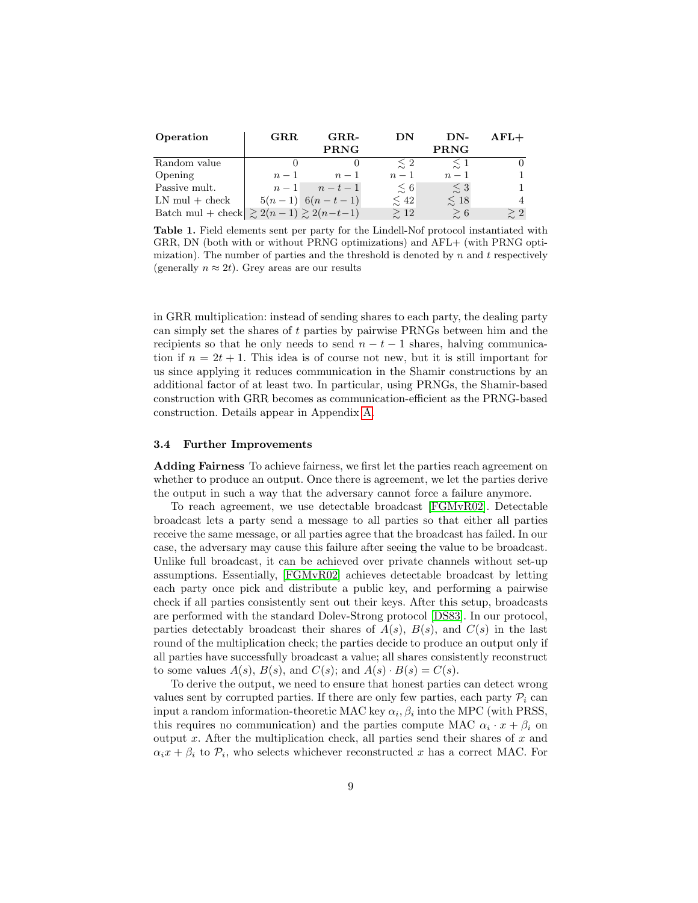| Operation | GRR | GRR-PRNG | DN | DN-PRNG | AFL+ |
|---|---|---|---|---|---|
| Random value | 0 | 0 | $\lesssim 2$ | $\lesssim 1$ | 0 |
| Opening | $n-1$ | $n-1$ | $n-1$ | $n-1$ | 1 |
| Passive mult. | $n-1$ | $n-t-1$ | $\lesssim 6$ | $\lesssim 3$ | 1 |
| LN mul + check | $5(n-1)$ | $6(n-t-1)$ | $\lesssim 42$ | $\lesssim 18$ | 4 |
| Batch mul + check | $\gtrsim 2(n-1)$ | $\gtrsim 2(n-t-1)$ | $\gtrsim 12$ | $\gtrsim 6$ | $\gtrsim 2$ |

**Table 1.** Field elements sent per party for the Lindell-Nof protocol instantiated with GRR, DN (both with or without PRNG optimizations) and AFL+ (with PRNG optimization). The number of parties and the threshold is denoted by $n$ and $t$ respectively (generally $n \approx 2t$). Grey areas are our results

in GRR multiplication: instead of sending shares to each party, the dealing party can simply set the shares of $t$ parties by pairwise PRNGs between him and the recipients so that he only needs to send $n-t-1$ shares, halving communication if $n = 2t+1$. This idea is of course not new, but it is still important for us since applying it reduces communication in the Shamir constructions by an additional factor of at least two. In particular, using PRNGs, the Shamir-based construction with GRR becomes as communication-efficient as the PRNG-based construction. Details appear in Appendix A.

### 3.4 Further Improvements

**Adding Fairness** To achieve fairness, we first let the parties reach agreement on whether to produce an output. Once there is agreement, we let the parties derive the output in such a way that the adversary cannot force a failure anymore.

To reach agreement, we use detectable broadcast [FGMvR02]. Detectable broadcast lets a party send a message to all parties so that either all parties receive the same message, or all parties agree that the broadcast has failed. In our case, the adversary may cause this failure after seeing the value to be broadcast. Unlike full broadcast, it can be achieved over private channels without set-up assumptions. Essentially, [FGMvR02] achieves detectable broadcast by letting each party once pick and distribute a public key, and performing a pairwise check if all parties consistently sent out their keys. After this setup, broadcasts are performed with the standard Dolev-Strong protocol [DS83]. In our protocol, parties detectably broadcast their shares of $A(s)$, $B(s)$, and $C(s)$ in the last round of the multiplication check; the parties decide to produce an output only if all parties have successfully broadcast a value; all shares consistently reconstruct to some values $A(s)$, $B(s)$, and $C(s)$; and $A(s) \cdot B(s) = C(s)$.

To derive the output, we need to ensure that honest parties can detect wrong values sent by corrupted parties. If there are only few parties, each party $\mathcal{P}_i$ can input a random information-theoretic MAC key $\alpha_i, \beta_i$ into the MPC (with PRSS, this requires no communication) and the parties compute MAC $\alpha_i \cdot x + \beta_i$ on output $x$. After the multiplication check, all parties send their shares of $x$ and $\alpha_i x + \beta_i$ to $\mathcal{P}_i$, who selects whichever reconstructed $x$ has a correct MAC. For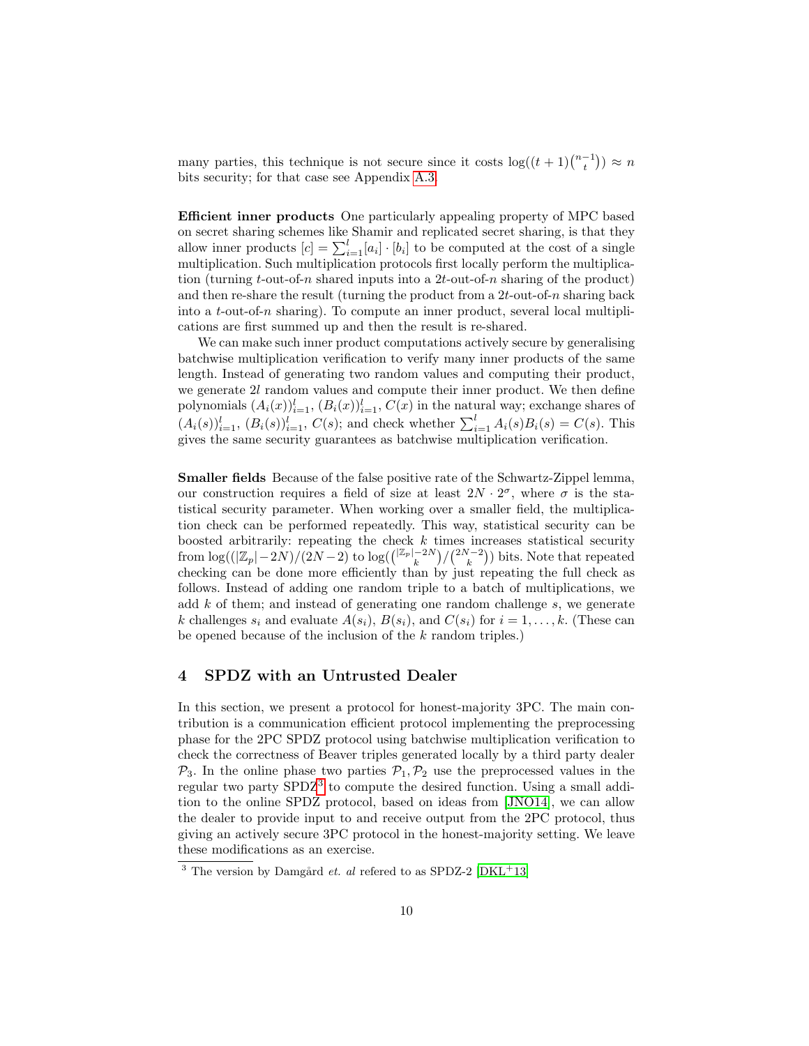many parties, this technique is not secure since it costs $\log((t+1)\binom{n-1}{t}) \approx n$ bits security; for that case see Appendix A.3.

**Efficient inner products** One particularly appealing property of MPC based on secret sharing schemes like Shamir and replicated secret sharing, is that they allow inner products $[c] = \sum_{i=1}^{l} [a_i] \cdot [b_i]$ to be computed at the cost of a single multiplication. Such multiplication protocols first locally perform the multiplication (turning $t$-out-of-$n$ shared inputs into a $2t$-out-of-$n$ sharing of the product) and then re-share the result (turning the product from a $2t$-out-of-$n$ sharing back into a $t$-out-of-$n$ sharing). To compute an inner product, several local multiplications are first summed up and then the result is re-shared.

We can make such inner product computations actively secure by generalising batchwise multiplication verification to verify many inner products of the same length. Instead of generating two random values and computing their product, we generate $2l$ random values and compute their inner product. We then define polynomials $(A_i(x))_{i=1}^{l}$, $(B_i(x))_{i=1}^{l}$, $C(x)$ in the natural way; exchange shares of $(A_i(s))_{i=1}^{l}$, $(B_i(s))_{i=1}^{l}$, $C(s)$; and check whether $\sum_{i=1}^{l} A_i(s)B_i(s) = C(s)$. This gives the same security guarantees as batchwise multiplication verification.

**Smaller fields** Because of the false positive rate of the Schwartz-Zippel lemma, our construction requires a field of size at least $2N \cdot 2^{\sigma}$, where $\sigma$ is the statistical security parameter. When working over a smaller field, the multiplication check can be performed repeatedly. This way, statistical security can be boosted arbitrarily: repeating the check $k$ times increases statistical security from $\log((|\mathbb{Z}_p| - 2N)/(2N-2))$ to $\log(\binom{|\mathbb{Z}_p|-2N}{k}/\binom{2N-2}{k})$ bits. Note that repeated checking can be done more efficiently than by just repeating the full check as follows. Instead of adding one random triple to a batch of multiplications, we add $k$ of them; and instead of generating one random challenge $s$, we generate $k$ challenges $s_i$ and evaluate $A(s_i)$, $B(s_i)$, and $C(s_i)$ for $i = 1, \ldots, k$. (These can be opened because of the inclusion of the $k$ random triples.)

## 4 SPDZ with an Untrusted Dealer

In this section, we present a protocol for honest-majority 3PC. The main contribution is a communication efficient protocol implementing the preprocessing phase for the 2PC SPDZ protocol using batchwise multiplication verification to check the correctness of Beaver triples generated locally by a third party dealer $\mathcal{P}_3$. In the online phase two parties $\mathcal{P}_1, \mathcal{P}_2$ use the preprocessed values in the regular two party SPDZ[3] to compute the desired function. Using a small addition to the online SPDZ protocol, based on ideas from [JNO14], we can allow the dealer to provide input to and receive output from the 2PC protocol, thus giving an actively secure 3PC protocol in the honest-majority setting. We leave these modifications as an exercise.

[3] The version by Damgård *et. al* refered to as SPDZ-2 [DKL+13]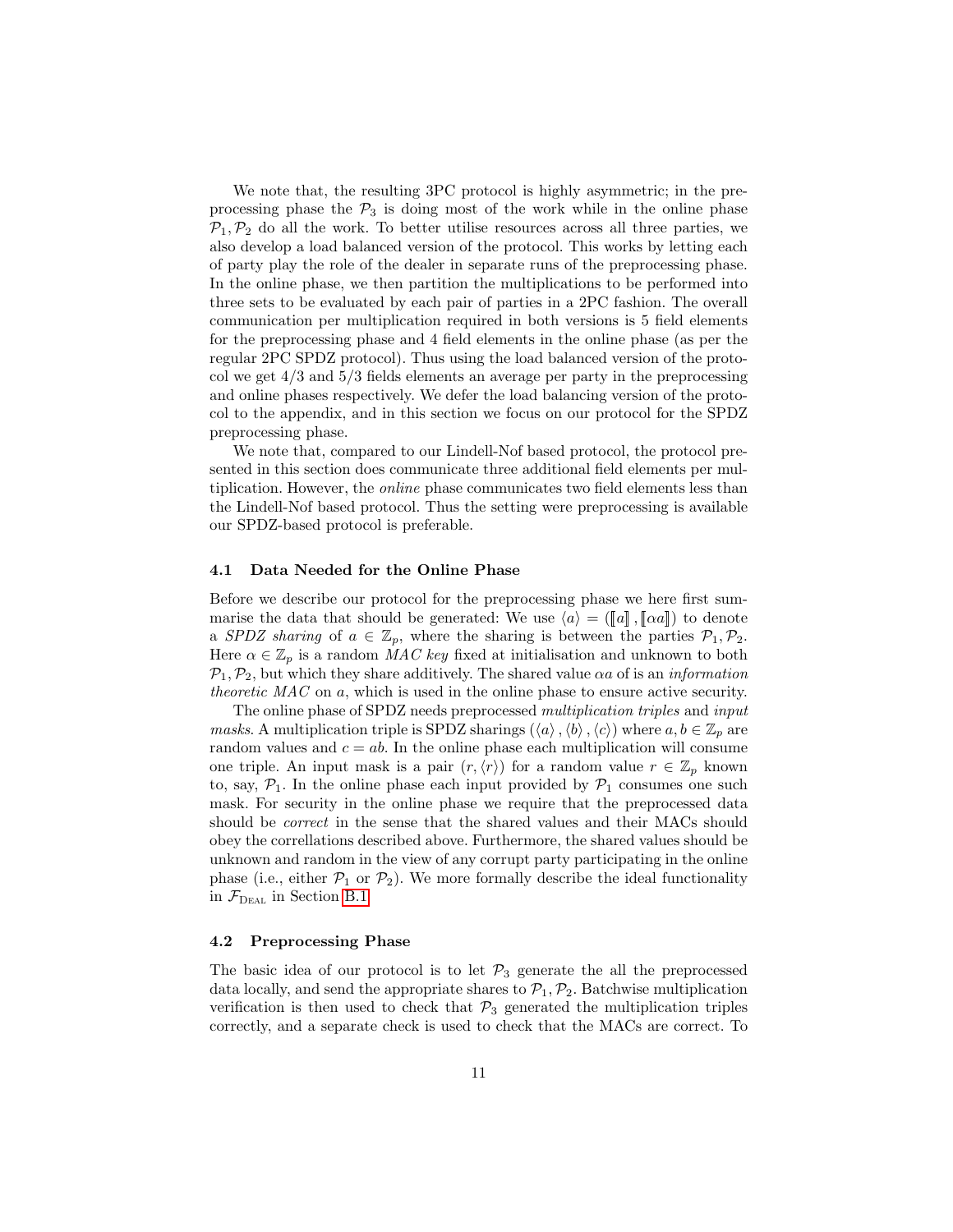We note that, the resulting 3PC protocol is highly asymmetric; in the preprocessing phase the $\mathcal{P}_3$ is doing most of the work while in the online phase $\mathcal{P}_1, \mathcal{P}_2$ do all the work. To better utilise resources across all three parties, we also develop a load balanced version of the protocol. This works by letting each of party play the role of the dealer in separate runs of the preprocessing phase. In the online phase, we then partition the multiplications to be performed into three sets to be evaluated by each pair of parties in a 2PC fashion. The overall communication per multiplication required in both versions is 5 field elements for the preprocessing phase and 4 field elements in the online phase (as per the regular 2PC SPDZ protocol). Thus using the load balanced version of the protocol we get 4/3 and 5/3 fields elements an average per party in the preprocessing and online phases respectively. We defer the load balancing version of the protocol to the appendix, and in this section we focus on our protocol for the SPDZ preprocessing phase.

We note that, compared to our Lindell-Nof based protocol, the protocol presented in this section does communicate three additional field elements per multiplication. However, the *online* phase communicates two field elements less than the Lindell-Nof based protocol. Thus the setting were preprocessing is available our SPDZ-based protocol is preferable.

### 4.1 Data Needed for the Online Phase

Before we describe our protocol for the preprocessing phase we here first summarise the data that should be generated: We use $\langle a \rangle = (\llbracket a \rrbracket, \llbracket \alpha a \rrbracket)$ to denote a *SPDZ sharing* of $a \in \mathbb{Z}_p$, where the sharing is between the parties $\mathcal{P}_1, \mathcal{P}_2$. Here $\alpha \in \mathbb{Z}_p$ is a random *MAC key* fixed at initialisation and unknown to both $\mathcal{P}_1, \mathcal{P}_2$, but which they share additively. The shared value $\alpha a$ of is an *information theoretic MAC* on $a$, which is used in the online phase to ensure active security.

The online phase of SPDZ needs preprocessed *multiplication triples* and *input masks*. A multiplication triple is SPDZ sharings $(\langle a \rangle, \langle b \rangle, \langle c \rangle)$ where $a, b \in \mathbb{Z}_p$ are random values and $c = ab$. In the online phase each multiplication will consume one triple. An input mask is a pair $(r, \langle r \rangle)$ for a random value $r \in \mathbb{Z}_p$ known to, say, $\mathcal{P}_1$. In the online phase each input provided by $\mathcal{P}_1$ consumes one such mask. For security in the online phase we require that the preprocessed data should be *correct* in the sense that the shared values and their MACs should obey the correllations described above. Furthermore, the shared values should be unknown and random in the view of any corrupt party participating in the online phase (i.e., either $\mathcal{P}_1$ or $\mathcal{P}_2$). We more formally describe the ideal functionality in $\mathcal{F}_{\text{DEAL}}$ in Section B.1

### 4.2 Preprocessing Phase

The basic idea of our protocol is to let $\mathcal{P}_3$ generate the all the preprocessed data locally, and send the appropriate shares to $\mathcal{P}_1, \mathcal{P}_2$. Batchwise multiplication verification is then used to check that $\mathcal{P}_3$ generated the multiplication triples correctly, and a separate check is used to check that the MACs are correct. To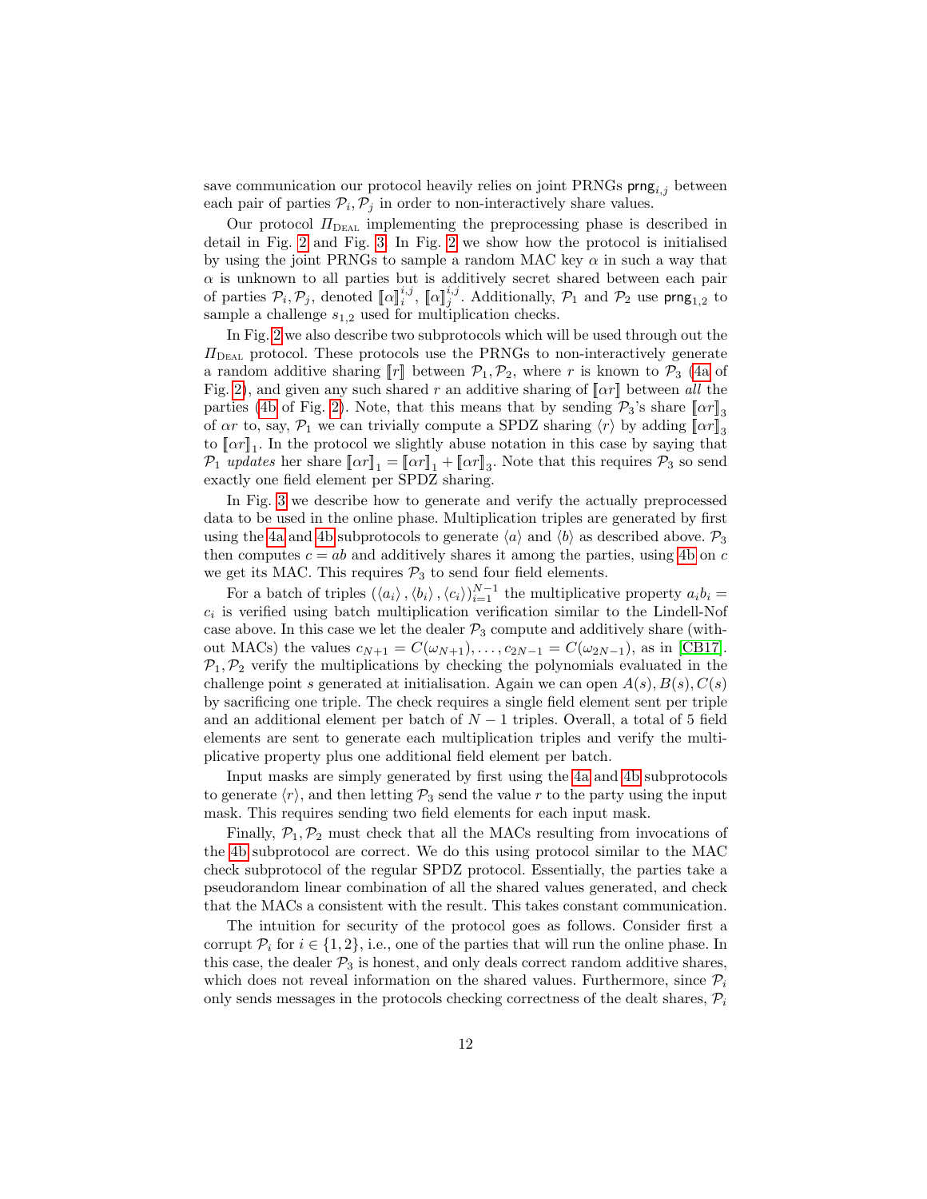save communication our protocol heavily relies on joint PRNGs $\mathsf{prng}_{i,j}$ between each pair of parties $\mathcal{P}_i, \mathcal{P}_j$ in order to non-interactively share values.

Our protocol $\Pi_{\text{DEAL}}$ implementing the preprocessing phase is described in detail in Fig. 2 and Fig. 3. In Fig. 2 we show how the protocol is initialised by using the joint PRNGs to sample a random MAC key $\alpha$ in such a way that $\alpha$ is unknown to all parties but is additively secret shared between each pair of parties $\mathcal{P}_i, \mathcal{P}_j$, denoted $[\![\alpha]\!]_i^{i,j}$, $[\![\alpha]\!]_j^{i,j}$. Additionally, $\mathcal{P}_1$ and $\mathcal{P}_2$ use $\mathsf{prng}_{1,2}$ to sample a challenge $s_{1,2}$ used for multiplication checks.

In Fig. 2 we also describe two subprotocols which will be used through out the $\Pi_{\text{DEAL}}$ protocol. These protocols use the PRNGs to non-interactively generate a random additive sharing $[\![r]\!]$ between $\mathcal{P}_1, \mathcal{P}_2$, where $r$ is known to $\mathcal{P}_3$ (4a of Fig. 2), and given any such shared $r$ an additive sharing of $[\![\alpha r]\!]$ between *all* the parties (4b of Fig. 2). Note, that this means that by sending $\mathcal{P}_3$'s share $[\![\alpha r]\!]_3$ of $\alpha r$ to, say, $\mathcal{P}_1$ we can trivially compute a SPDZ sharing $\langle r \rangle$ by adding $[\![\alpha r]\!]_3$ to $[\![\alpha r]\!]_1$. In the protocol we slightly abuse notation in this case by saying that $\mathcal{P}_1$ *updates* her share $[\![\alpha r]\!]_1 = [\![\alpha r]\!]_1 + [\![\alpha r]\!]_3$. Note that this requires $\mathcal{P}_3$ so send exactly one field element per SPDZ sharing.

In Fig. 3 we describe how to generate and verify the actually preprocessed data to be used in the online phase. Multiplication triples are generated by first using the 4a and 4b subprotocols to generate $\langle a \rangle$ and $\langle b \rangle$ as described above. $\mathcal{P}_3$ then computes $c = ab$ and additively shares it among the parties, using 4b on $c$ we get its MAC. This requires $\mathcal{P}_3$ to send four field elements.

For a batch of triples $(\langle a_i \rangle, \langle b_i \rangle, \langle c_i \rangle)_{i=1}^{N-1}$ the multiplicative property $a_i b_i = c_i$ is verified using batch multiplication verification similar to the Lindell-Nof case above. In this case we let the dealer $\mathcal{P}_3$ compute and additively share (without MACs) the values $c_{N+1} = C(\omega_{N+1}), \ldots, c_{2N-1} = C(\omega_{2N-1})$, as in [CB17]. $\mathcal{P}_1, \mathcal{P}_2$ verify the multiplications by checking the polynomials evaluated in the challenge point $s$ generated at initialisation. Again we can open $A(s), B(s), C(s)$ by sacrificing one triple. The check requires a single field element sent per triple and an additional element per batch of $N-1$ triples. Overall, a total of 5 field elements are sent to generate each multiplication triples and verify the multiplicative property plus one additional field element per batch.

Input masks are simply generated by first using the 4a and 4b subprotocols to generate $\langle r \rangle$, and then letting $\mathcal{P}_3$ send the value $r$ to the party using the input mask. This requires sending two field elements for each input mask.

Finally, $\mathcal{P}_1, \mathcal{P}_2$ must check that all the MACs resulting from invocations of the 4b subprotocol are correct. We do this using protocol similar to the MAC check subprotocol of the regular SPDZ protocol. Essentially, the parties take a pseudorandom linear combination of all the shared values generated, and check that the MACs a consistent with the result. This takes constant communication.

The intuition for security of the protocol goes as follows. Consider first a corrupt $\mathcal{P}_i$ for $i \in \{1, 2\}$, i.e., one of the parties that will run the online phase. In this case, the dealer $\mathcal{P}_3$ is honest, and only deals correct random additive shares, which does not reveal information on the shared values. Furthermore, since $\mathcal{P}_i$ only sends messages in the protocols checking correctness of the dealt shares, $\mathcal{P}_i$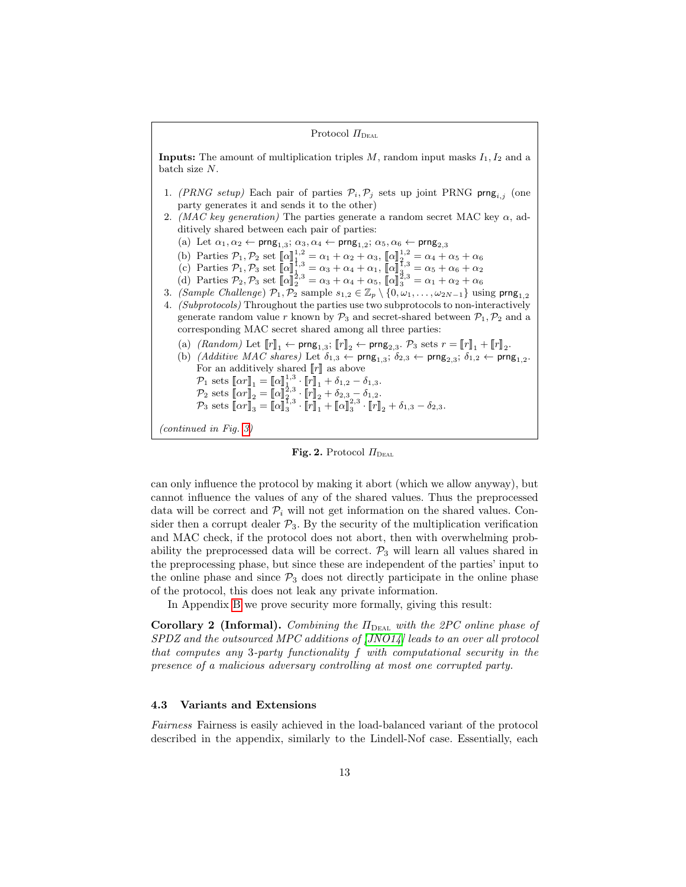Protocol $\Pi_{\text{DEAL}}$

**Inputs:** The amount of multiplication triples $M$, random input masks $I_1, I_2$ and a batch size $N$.

1. *(PRNG setup)* Each pair of parties $\mathcal{P}_i, \mathcal{P}_j$ sets up joint PRNG $\mathsf{prng}_{i,j}$ (one party generates it and sends it to the other)
2. *(MAC key generation)* The parties generate a random secret MAC key $\alpha$, additively shared between each pair of parties:
   (a) Let $\alpha_1, \alpha_2 \leftarrow \mathsf{prng}_{1,3}$; $\alpha_3, \alpha_4 \leftarrow \mathsf{prng}_{1,2}$; $\alpha_5, \alpha_6 \leftarrow \mathsf{prng}_{2,3}$
   (b) Parties $\mathcal{P}_1, \mathcal{P}_2$ set $[\![\alpha]\!]_1^{1,2} = \alpha_1 + \alpha_2 + \alpha_3$, $[\![\alpha]\!]_2^{1,2} = \alpha_4 + \alpha_5 + \alpha_6$
   (c) Parties $\mathcal{P}_1, \mathcal{P}_3$ set $[\![\alpha]\!]_1^{1,3} = \alpha_3 + \alpha_4 + \alpha_1$, $[\![\alpha]\!]_3^{1,3} = \alpha_5 + \alpha_6 + \alpha_2$
   (d) Parties $\mathcal{P}_2, \mathcal{P}_3$ set $[\![\alpha]\!]_2^{2,3} = \alpha_3 + \alpha_4 + \alpha_5$, $[\![\alpha]\!]_3^{2,3} = \alpha_1 + \alpha_2 + \alpha_6$
3. *(Sample Challenge)* $\mathcal{P}_1, \mathcal{P}_2$ sample $s_{1,2} \in \mathbb{Z}_p \setminus \{0, \omega_1, \ldots, \omega_{2N-1}\}$ using $\mathsf{prng}_{1,2}$
4. *(Subprotocols)* Throughout the parties use two subprotocols to non-interactively generate random value $r$ known by $\mathcal{P}_3$ and secret-shared between $\mathcal{P}_1, \mathcal{P}_2$ and a corresponding MAC secret shared among all three parties:
   (a) *(Random)* Let $[\![r]\!]_1 \leftarrow \mathsf{prng}_{1,3}$; $[\![r]\!]_2 \leftarrow \mathsf{prng}_{2,3}$. $\mathcal{P}_3$ sets $r = [\![r]\!]_1 + [\![r]\!]_2$.
   (b) *(Additive MAC shares)* Let $\delta_{1,3} \leftarrow \mathsf{prng}_{1,3}$; $\delta_{2,3} \leftarrow \mathsf{prng}_{2,3}$; $\delta_{1,2} \leftarrow \mathsf{prng}_{1,2}$. For an additively shared $[\![r]\!]$ as above
   $\mathcal{P}_1$ sets $[\![\alpha r]\!]_1 = [\![\alpha]\!]_1^{1,3} \cdot [\![r]\!]_1 + \delta_{1,2} - \delta_{1,3}$.
   $\mathcal{P}_2$ sets $[\![\alpha r]\!]_2 = [\![\alpha]\!]_2^{2,3} \cdot [\![r]\!]_2 + \delta_{2,3} - \delta_{1,2}$.
   $\mathcal{P}_3$ sets $[\![\alpha r]\!]_3 = [\![\alpha]\!]_3^{1,3} \cdot [\![r]\!]_1 + [\![\alpha]\!]_3^{2,3} \cdot [\![r]\!]_2 + \delta_{1,3} - \delta_{2,3}$.

*(continued in Fig. 3)*

**Fig. 2.** Protocol $\Pi_{\text{DEAL}}$

can only influence the protocol by making it abort (which we allow anyway), but cannot influence the values of any of the shared values. Thus the preprocessed data will be correct and $\mathcal{P}_i$ will not get information on the shared values. Consider then a corrupt dealer $\mathcal{P}_3$. By the security of the multiplication verification and MAC check, if the protocol does not abort, then with overwhelming probability the preprocessed data will be correct. $\mathcal{P}_3$ will learn all values shared in the preprocessing phase, but since these are independent of the parties' input to the online phase and since $\mathcal{P}_3$ does not directly participate in the online phase of the protocol, this does not leak any private information.

In Appendix B we prove security more formally, giving this result:

**Corollary 2 (Informal).** *Combining the $\Pi_{\text{DEAL}}$ with the 2PC online phase of SPDZ and the outsourced MPC additions of [JNO14] leads to an over all protocol that computes any 3-party functionality $f$ with computational security in the presence of a malicious adversary controlling at most one corrupted party.*

### 4.3 Variants and Extensions

*Fairness* Fairness is easily achieved in the load-balanced variant of the protocol described in the appendix, similarly to the Lindell-Nof case. Essentially, each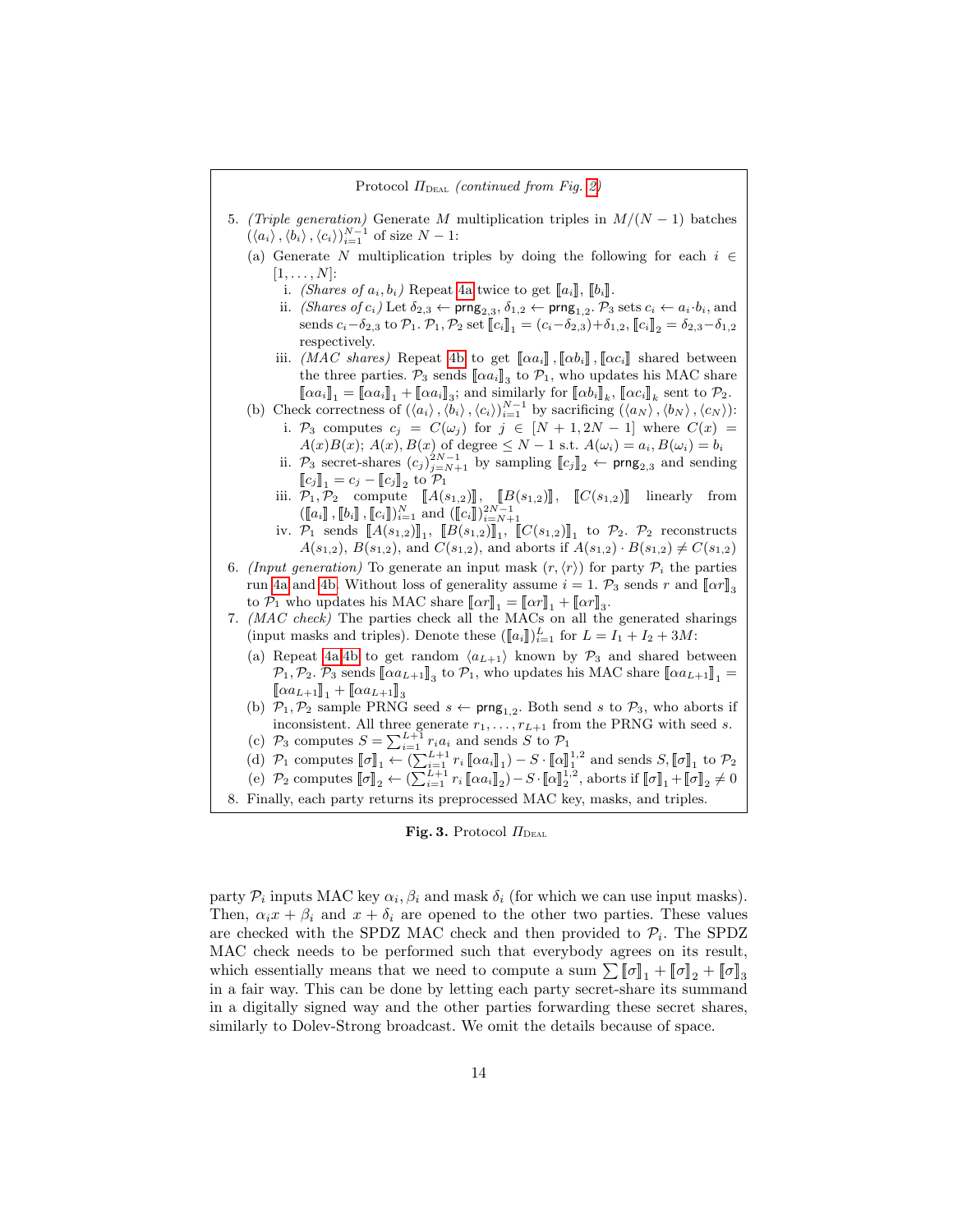Protocol $\Pi_{\text{DEAL}}$ *(continued from Fig. 2)*

5. *(Triple generation)* Generate $M$ multiplication triples in $M/(N-1)$ batches $(\langle a_i \rangle, \langle b_i \rangle, \langle c_i \rangle)_{i=1}^{N-1}$ of size $N-1$:
   (a) Generate $N$ multiplication triples by doing the following for each $i \in [1, \ldots, N]$:
      i. *(Shares of $a_i, b_i$)* Repeat 4a twice to get $[\![a_i]\!]$, $[\![b_i]\!]$.
      ii. *(Shares of $c_i$)* Let $\delta_{2,3} \leftarrow \mathsf{prng}_{2,3}$, $\delta_{1,2} \leftarrow \mathsf{prng}_{1,2}$. $\mathcal{P}_3$ sets $c_i \leftarrow a_i \cdot b_i$, and sends $c_i - \delta_{2,3}$ to $\mathcal{P}_1$. $\mathcal{P}_1, \mathcal{P}_2$ set $[\![c_i]\!]_1 = (c_i - \delta_{2,3}) + \delta_{1,2}$, $[\![c_i]\!]_2 = \delta_{2,3} - \delta_{1,2}$ respectively.
      iii. *(MAC shares)* Repeat 4b to get $[\![\alpha a_i]\!], [\![\alpha b_i]\!], [\![\alpha c_i]\!]$ shared between the three parties. $\mathcal{P}_3$ sends $[\![\alpha a_i]\!]_3$ to $\mathcal{P}_1$, who updates his MAC share $[\![\alpha a_i]\!]_1 = [\![\alpha a_i]\!]_1 + [\![\alpha a_i]\!]_3$; and similarly for $[\![\alpha b_i]\!]_k$, $[\![\alpha c_i]\!]_k$ sent to $\mathcal{P}_2$.
   (b) Check correctness of $(\langle a_i \rangle, \langle b_i \rangle, \langle c_i \rangle)_{i=1}^{N-1}$ by sacrificing $(\langle a_N \rangle, \langle b_N \rangle, \langle c_N \rangle)$:
      i. $\mathcal{P}_3$ computes $c_j = C(\omega_j)$ for $j \in [N+1, 2N-1]$ where $C(x) = A(x)B(x)$; $A(x), B(x)$ of degree $\leq N-1$ s.t. $A(\omega_i) = a_i, B(\omega_i) = b_i$
      ii. $\mathcal{P}_3$ secret-shares $(c_j)_{j=N+1}^{2N-1}$ by sampling $[\![c_j]\!]_2 \leftarrow \mathsf{prng}_{2,3}$ and sending $[\![c_j]\!]_1 = c_j - [\![c_j]\!]_2$ to $\mathcal{P}_1$
      iii. $\mathcal{P}_1, \mathcal{P}_2$ compute $[\![A(s_{1,2})]\!]$, $[\![B(s_{1,2})]\!]$, $[\![C(s_{1,2})]\!]$ linearly from $([\![a_i]\!], [\![b_i]\!], [\![c_i]\!])_{i=1}^{N}$ and $([\![c_i]\!])_{i=N+1}^{2N-1}$
      iv. $\mathcal{P}_1$ sends $[\![A(s_{1,2})]\!]_1$, $[\![B(s_{1,2})]\!]_1$, $[\![C(s_{1,2})]\!]_1$ to $\mathcal{P}_2$. $\mathcal{P}_2$ reconstructs $A(s_{1,2})$, $B(s_{1,2})$, and $C(s_{1,2})$, and aborts if $A(s_{1,2}) \cdot B(s_{1,2}) \neq C(s_{1,2})$
6. *(Input generation)* To generate an input mask $(r, \langle r \rangle)$ for party $\mathcal{P}_i$ the parties run 4a and 4b. Without loss of generality assume $i = 1$. $\mathcal{P}_3$ sends $r$ and $[\![\alpha r]\!]_3$ to $\mathcal{P}_1$ who updates his MAC share $[\![\alpha r]\!]_1 = [\![\alpha r]\!]_1 + [\![\alpha r]\!]_3$.
7. *(MAC check)* The parties check all the MACs on all the generated sharings (input masks and triples). Denote these $([\![a_i]\!])_{i=1}^{L}$ for $L = I_1 + I_2 + 3M$:
   (a) Repeat 4a,4b to get random $\langle a_{L+1} \rangle$ known by $\mathcal{P}_3$ and shared between $\mathcal{P}_1, \mathcal{P}_2$. $\mathcal{P}_3$ sends $[\![\alpha a_{L+1}]\!]_3$ to $\mathcal{P}_1$, who updates his MAC share $[\![\alpha a_{L+1}]\!]_1 = [\![\alpha a_{L+1}]\!]_1 + [\![\alpha a_{L+1}]\!]_3$
   (b) $\mathcal{P}_1, \mathcal{P}_2$ sample PRNG seed $s \leftarrow \mathsf{prng}_{1,2}$. Both send $s$ to $\mathcal{P}_3$, who aborts if inconsistent. All three generate $r_1, \ldots, r_{L+1}$ from the PRNG with seed $s$.
   (c) $\mathcal{P}_3$ computes $S = \sum_{i=1}^{L+1} r_i a_i$ and sends $S$ to $\mathcal{P}_1$
   (d) $\mathcal{P}_1$ computes $[\![\sigma]\!]_1 \leftarrow (\sum_{i=1}^{L+1} r_i [\![\alpha a_i]\!]_1) - S \cdot [\![\alpha]\!]_1^{1,2}$ and sends $S, [\![\sigma]\!]_1$ to $\mathcal{P}_2$
   (e) $\mathcal{P}_2$ computes $[\![\sigma]\!]_2 \leftarrow (\sum_{i=1}^{L+1} r_i [\![\alpha a_i]\!]_2) - S \cdot [\![\alpha]\!]_2^{1,2}$, aborts if $[\![\sigma]\!]_1 + [\![\sigma]\!]_2 \neq 0$
8. Finally, each party returns its preprocessed MAC key, masks, and triples.

**Fig. 3.** Protocol $\Pi_{\text{DEAL}}$

party $\mathcal{P}_i$ inputs MAC key $\alpha_i, \beta_i$ and mask $\delta_i$ (for which we can use input masks). Then, $\alpha_i x + \beta_i$ and $x + \delta_i$ are opened to the other two parties. These values are checked with the SPDZ MAC check and then provided to $\mathcal{P}_i$. The SPDZ MAC check needs to be performed such that everybody agrees on its result, which essentially means that we need to compute a sum $\sum [\![\sigma]\!]_1 + [\![\sigma]\!]_2 + [\![\sigma]\!]_3$ in a fair way. This can be done by letting each party secret-share its summand in a digitally signed way and the other parties forwarding these secret shares, similarly to Dolev-Strong broadcast. We omit the details because of space.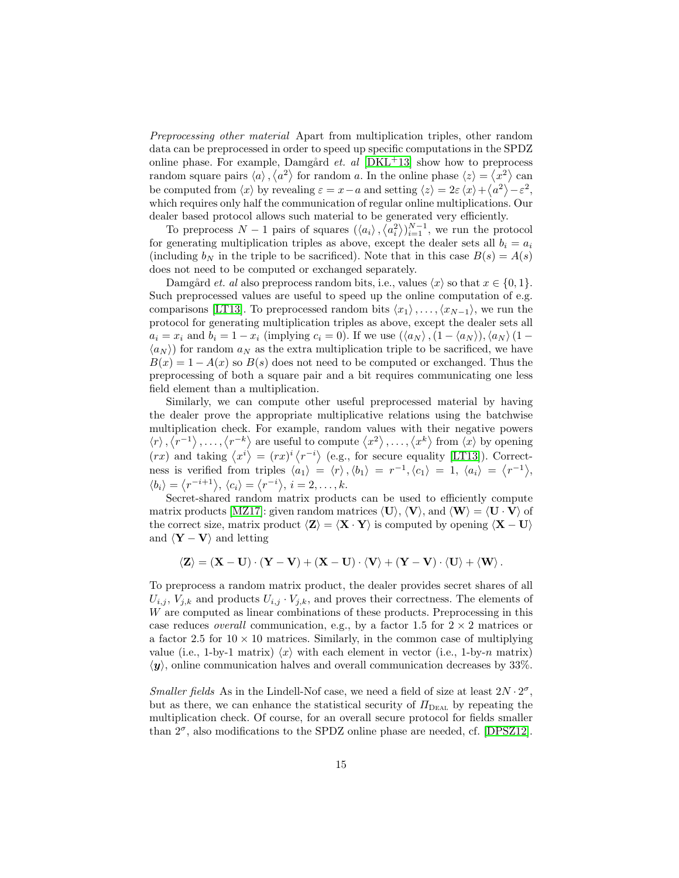*Preprocessing other material* Apart from multiplication triples, other random data can be preprocessed in order to speed up specific computations in the SPDZ online phase. For example, Damgård *et. al* [DKL+13] show how to preprocess random square pairs $\langle a \rangle, \langle a^2 \rangle$ for random $a$. In the online phase $\langle z \rangle = \langle x^2 \rangle$ can be computed from $\langle x \rangle$ by revealing $\varepsilon = x - a$ and setting $\langle z \rangle = 2\varepsilon \langle x \rangle + \langle a^2 \rangle - \varepsilon^2$, which requires only half the communication of regular online multiplications. Our dealer based protocol allows such material to be generated very efficiently.

To preprocess $N-1$ pairs of squares $(\langle a_i \rangle, \langle a_i^2 \rangle)_{i=1}^{N-1}$, we run the protocol for generating multiplication triples as above, except the dealer sets all $b_i = a_i$ (including $b_N$ in the triple to be sacrificed). Note that in this case $B(s) = A(s)$ does not need to be computed or exchanged separately.

Damgård *et. al* also preprocess random bits, i.e., values $\langle x \rangle$ so that $x \in \{0, 1\}$. Such preprocessed values are useful to speed up the online computation of e.g. comparisons [LT13]. To preprocessed random bits $\langle x_1 \rangle, \ldots, \langle x_{N-1} \rangle$, we run the protocol for generating multiplication triples as above, except the dealer sets all $a_i = x_i$ and $b_i = 1 - x_i$ (implying $c_i = 0$). If we use $(\langle a_N \rangle, (1 - \langle a_N \rangle), \langle a_N \rangle (1 - \langle a_N \rangle)$ for random $a_N$ as the extra multiplication triple to be sacrificed, we have $B(x) = 1 - A(x)$ so $B(s)$ does not need to be computed or exchanged. Thus the preprocessing of both a square pair and a bit requires communicating one less field element than a multiplication.

Similarly, we can compute other useful preprocessed material by having the dealer prove the appropriate multiplicative relations using the batchwise multiplication check. For example, random values with their negative powers $\langle r \rangle, \langle r^{-1} \rangle, \ldots, \langle r^{-k} \rangle$ are useful to compute $\langle x^2 \rangle, \ldots, \langle x^k \rangle$ from $\langle x \rangle$ by opening $(rx)$ and taking $\langle x^i \rangle = (rx)^i \langle r^{-i} \rangle$ (e.g., for secure equality [LT13]). Correctness is verified from triples $\langle a_1 \rangle = \langle r \rangle, \langle b_1 \rangle = r^{-1}, \langle c_1 \rangle = 1$, $\langle a_i \rangle = \langle r^{-1} \rangle$, $\langle b_i \rangle = \langle r^{-i+1} \rangle$, $\langle c_i \rangle = \langle r^{-i} \rangle$, $i = 2, \ldots, k$.

Secret-shared random matrix products can be used to efficiently compute matrix products [MZ17]: given random matrices $\langle \mathbf{U} \rangle$, $\langle \mathbf{V} \rangle$, and $\langle \mathbf{W} \rangle = \langle \mathbf{U} \cdot \mathbf{V} \rangle$ of the correct size, matrix product $\langle \mathbf{Z} \rangle = \langle \mathbf{X} \cdot \mathbf{Y} \rangle$ is computed by opening $\langle \mathbf{X} - \mathbf{U} \rangle$ and $\langle \mathbf{Y} - \mathbf{V} \rangle$ and letting

$$\langle \mathbf{Z} \rangle = (\mathbf{X} - \mathbf{U}) \cdot (\mathbf{Y} - \mathbf{V}) + (\mathbf{X} - \mathbf{U}) \cdot \langle \mathbf{V} \rangle + (\mathbf{Y} - \mathbf{V}) \cdot \langle \mathbf{U} \rangle + \langle \mathbf{W} \rangle .$$

To preprocess a random matrix product, the dealer provides secret shares of all $U_{i,j}$, $V_{j,k}$ and products $U_{i,j} \cdot V_{j,k}$, and proves their correctness. The elements of $W$ are computed as linear combinations of these products. Preprocessing in this case reduces *overall* communication, e.g., by a factor 1.5 for $2 \times 2$ matrices or a factor 2.5 for $10 \times 10$ matrices. Similarly, in the common case of multiplying value (i.e., 1-by-1 matrix) $\langle x \rangle$ with each element in vector (i.e., 1-by-$n$ matrix) $\langle \boldsymbol{y} \rangle$, online communication halves and overall communication decreases by 33%.

*Smaller fields* As in the Lindell-Nof case, we need a field of size at least $2N \cdot 2^\sigma$, but as there, we can enhance the statistical security of $\Pi_{\text{DEAL}}$ by repeating the multiplication check. Of course, for an overall secure protocol for fields smaller than $2^\sigma$, also modifications to the SPDZ online phase are needed, cf. [DPSZ12].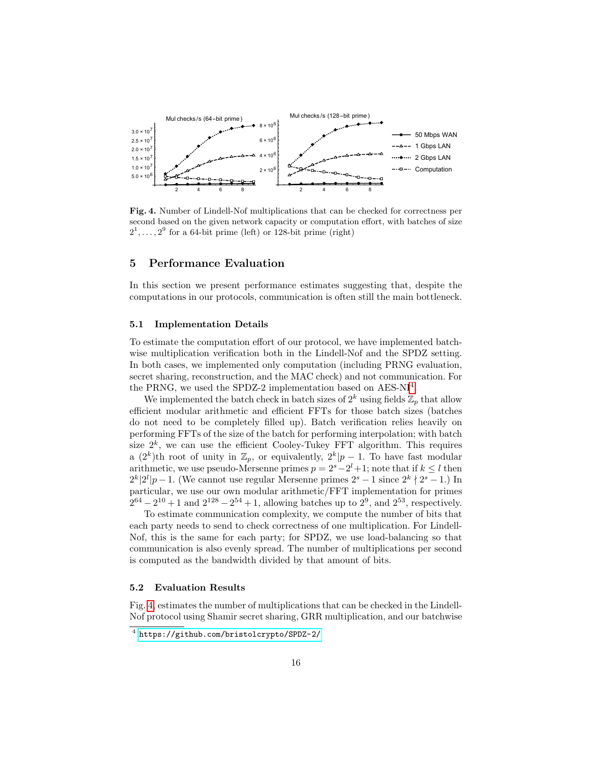Mul checks/s (64–bit prime)

3.0 × 10^7
2.5 × 10^7
2.0 × 10^7
1.5 × 10^7
1.0 × 10^7
5.0 × 10^6

2 4 6 8

Mul checks/s (128–bit prime)

8 × 10^6
6 × 10^6
4 × 10^6
2 × 10^6

2 4 6 8

50 Mbps WAN
1 Gbps LAN
2 Gbps LAN
Computation

**Fig. 4.** Number of Lindell-Nof multiplications that can be checked for correctness per second based on the given network capacity or computation effort, with batches of size $2^1, \ldots, 2^9$ for a 64-bit prime (left) or 128-bit prime (right)

## 5 Performance Evaluation

In this section we present performance estimates suggesting that, despite the computations in our protocols, communication is often still the main bottleneck.

### 5.1 Implementation Details

To estimate the computation effort of our protocol, we have implemented batch-wise multiplication verification both in the Lindell-Nof and the SPDZ setting. In both cases, we implemented only computation (including PRNG evaluation, secret sharing, reconstruction, and the MAC check) and not communication. For the PRNG, we used the SPDZ-2 implementation based on AES-NI[4].

We implemented the batch check in batch sizes of $2^k$ using fields $\mathbb{Z}_p$ that allow efficient modular arithmetic and efficient FFTs for those batch sizes (batches do not need to be completely filled up). Batch verification relies heavily on performing FFTs of the size of the batch for performing interpolation; with batch size $2^k$, we can use the efficient Cooley-Tukey FFT algorithm. This requires a $(2^k)$th root of unity in $\mathbb{Z}_p$, or equivalently, $2^k | p-1$. To have fast modular arithmetic, we use pseudo-Mersenne primes $p = 2^s - 2^l + 1$; note that if $k \leq l$ then $2^k | 2^l | p - 1$. (We cannot use regular Mersenne primes $2^s - 1$ since $2^k \nmid 2^s - 1$.) In particular, we use our own modular arithmetic/FFT implementation for primes $2^{64} - 2^{10} + 1$ and $2^{128} - 2^{54} + 1$, allowing batches up to $2^9$, and $2^{53}$, respectively.

To estimate communication complexity, we compute the number of bits that each party needs to send to check correctness of one multiplication. For Lindell-Nof, this is the same for each party; for SPDZ, we use load-balancing so that communication is also evenly spread. The number of multiplications per second is computed as the bandwidth divided by that amount of bits.

### 5.2 Evaluation Results

Fig. 4, estimates the number of multiplications that can be checked in the Lindell-Nof protocol using Shamir secret sharing, GRR multiplication, and our batchwise

[4] https://github.com/bristolcrypto/SPDZ-2/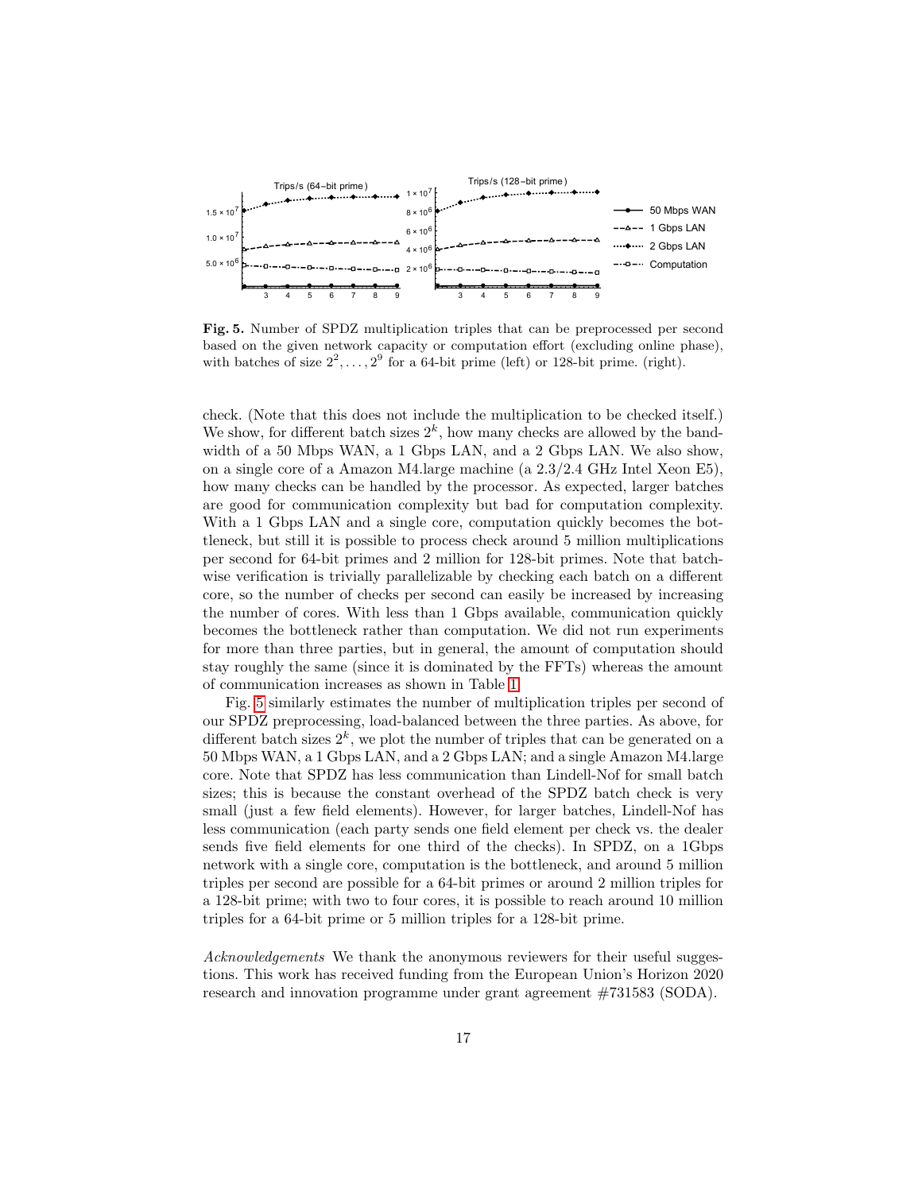Trips/s (64−bit prime)

1.5 × 10$^{7}$

1.0 × 10$^{7}$

5.0 × 10$^{6}$

3 4 5 6 7 8 9

Trips/s (128−bit prime)

1 × 10$^{7}$

8 × 10$^{6}$

6 × 10$^{6}$

4 × 10$^{6}$

2 × 10$^{6}$

3 4 5 6 7 8 9

50 Mbps WAN

1 Gbps LAN

2 Gbps LAN

Computation

**Fig. 5.** Number of SPDZ multiplication triples that can be preprocessed per second based on the given network capacity or computation effort (excluding online phase), with batches of size $2^2, \ldots, 2^9$ for a 64-bit prime (left) or 128-bit prime. (right).

check. (Note that this does not include the multiplication to be checked itself.) We show, for different batch sizes $2^k$, how many checks are allowed by the bandwidth of a 50 Mbps WAN, a 1 Gbps LAN, and a 2 Gbps LAN. We also show, on a single core of a Amazon M4.large machine (a 2.3/2.4 GHz Intel Xeon E5), how many checks can be handled by the processor. As expected, larger batches are good for communication complexity but bad for computation complexity. With a 1 Gbps LAN and a single core, computation quickly becomes the bottleneck, but still it is possible to process check around 5 million multiplications per second for 64-bit primes and 2 million for 128-bit primes. Note that batch-wise verification is trivially parallelizable by checking each batch on a different core, so the number of checks per second can easily be increased by increasing the number of cores. With less than 1 Gbps available, communication quickly becomes the bottleneck rather than computation. We did not run experiments for more than three parties, but in general, the amount of computation should stay roughly the same (since it is dominated by the FFTs) whereas the amount of communication increases as shown in Table 1.

Fig. 5 similarly estimates the number of multiplication triples per second of our SPDZ preprocessing, load-balanced between the three parties. As above, for different batch sizes $2^k$, we plot the number of triples that can be generated on a 50 Mbps WAN, a 1 Gbps LAN, and a 2 Gbps LAN; and a single Amazon M4.large core. Note that SPDZ has less communication than Lindell-Nof for small batch sizes; this is because the constant overhead of the SPDZ batch check is very small (just a few field elements). However, for larger batches, Lindell-Nof has less communication (each party sends one field element per check vs. the dealer sends five field elements for one third of the checks). In SPDZ, on a 1Gbps network with a single core, computation is the bottleneck, and around 5 million triples per second are possible for a 64-bit primes or around 2 million triples for a 128-bit prime; with two to four cores, it is possible to reach around 10 million triples for a 64-bit prime or 5 million triples for a 128-bit prime.

*Acknowledgements* We thank the anonymous reviewers for their useful suggestions. This work has received funding from the European Union's Horizon 2020 research and innovation programme under grant agreement #731583 (SODA).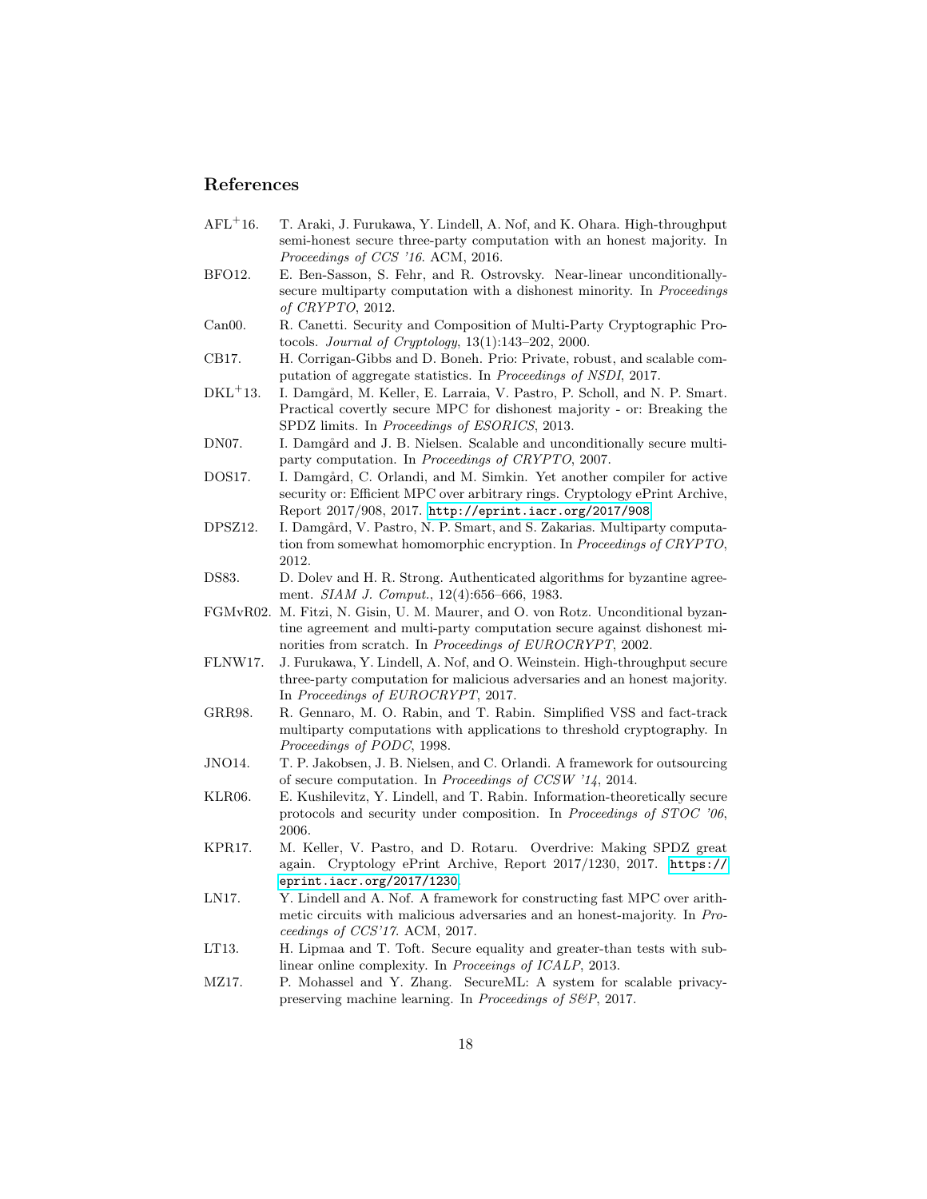## References

AFL[+]16. T. Araki, J. Furukawa, Y. Lindell, A. Nof, and K. Ohara. High-throughput semi-honest secure three-party computation with an honest majority. In *Proceedings of CCS '16*. ACM, 2016.

BFO12. E. Ben-Sasson, S. Fehr, and R. Ostrovsky. Near-linear unconditionally-secure multiparty computation with a dishonest minority. In *Proceedings of CRYPTO*, 2012.

Can00. R. Canetti. Security and Composition of Multi-Party Cryptographic Protocols. *Journal of Cryptology*, 13(1):143–202, 2000.

CB17. H. Corrigan-Gibbs and D. Boneh. Prio: Private, robust, and scalable computation of aggregate statistics. In *Proceedings of NSDI*, 2017.

DKL[+]13. I. Damgård, M. Keller, E. Larraia, V. Pastro, P. Scholl, and N. P. Smart. Practical covertly secure MPC for dishonest majority - or: Breaking the SPDZ limits. In *Proceedings of ESORICS*, 2013.

DN07. I. Damgård and J. B. Nielsen. Scalable and unconditionally secure multiparty computation. In *Proceedings of CRYPTO*, 2007.

DOS17. I. Damgård, C. Orlandi, and M. Simkin. Yet another compiler for active security or: Efficient MPC over arbitrary rings. Cryptology ePrint Archive, Report 2017/908, 2017. http://eprint.iacr.org/2017/908.

DPSZ12. I. Damgård, V. Pastro, N. P. Smart, and S. Zakarias. Multiparty computation from somewhat homomorphic encryption. In *Proceedings of CRYPTO*, 2012.

DS83. D. Dolev and H. R. Strong. Authenticated algorithms for byzantine agreement. *SIAM J. Comput.*, 12(4):656–666, 1983.

FGMvR02. M. Fitzi, N. Gisin, U. M. Maurer, and O. von Rotz. Unconditional byzantine agreement and multi-party computation secure against dishonest minorities from scratch. In *Proceedings of EUROCRYPT*, 2002.

FLNW17. J. Furukawa, Y. Lindell, A. Nof, and O. Weinstein. High-throughput secure three-party computation for malicious adversaries and an honest majority. In *Proceedings of EUROCRYPT*, 2017.

GRR98. R. Gennaro, M. O. Rabin, and T. Rabin. Simplified VSS and fact-track multiparty computations with applications to threshold cryptography. In *Proceedings of PODC*, 1998.

JNO14. T. P. Jakobsen, J. B. Nielsen, and C. Orlandi. A framework for outsourcing of secure computation. In *Proceedings of CCSW '14*, 2014.

KLR06. E. Kushilevitz, Y. Lindell, and T. Rabin. Information-theoretically secure protocols and security under composition. In *Proceedings of STOC '06*, 2006.

KPR17. M. Keller, V. Pastro, and D. Rotaru. Overdrive: Making SPDZ great again. Cryptology ePrint Archive, Report 2017/1230, 2017. https://eprint.iacr.org/2017/1230.

LN17. Y. Lindell and A. Nof. A framework for constructing fast MPC over arithmetic circuits with malicious adversaries and an honest-majority. In *Proceedings of CCS'17*. ACM, 2017.

LT13. H. Lipmaa and T. Toft. Secure equality and greater-than tests with sublinear online complexity. In *Proceeings of ICALP*, 2013.

MZ17. P. Mohassel and Y. Zhang. SecureML: A system for scalable privacy-preserving machine learning. In *Proceedings of S&P*, 2017.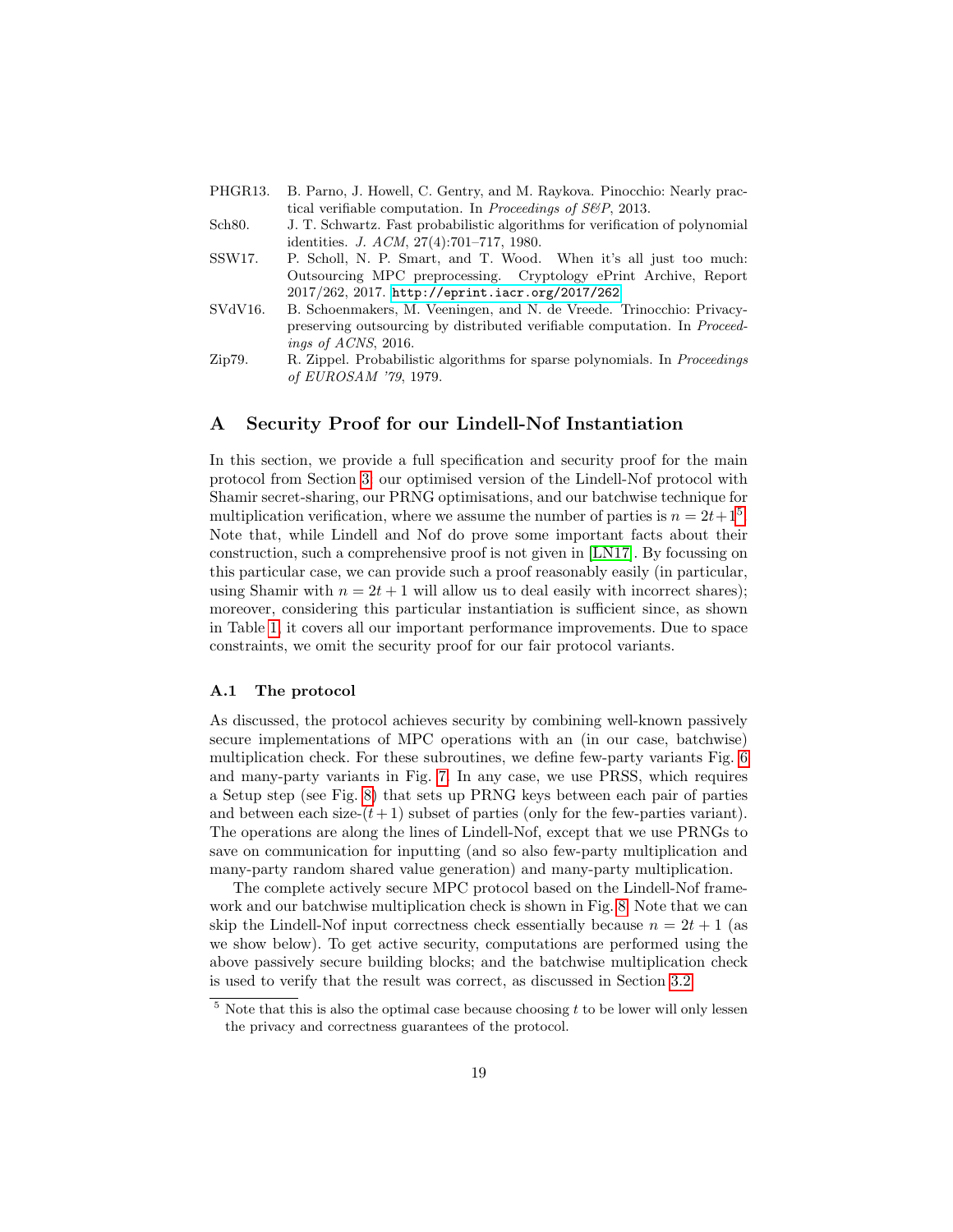PHGR13. B. Parno, J. Howell, C. Gentry, and M. Raykova. Pinocchio: Nearly practical verifiable computation. In *Proceedings of S&P*, 2013.

Sch80. J. T. Schwartz. Fast probabilistic algorithms for verification of polynomial identities. *J. ACM*, 27(4):701–717, 1980.

SSW17. P. Scholl, N. P. Smart, and T. Wood. When it's all just too much: Outsourcing MPC preprocessing. Cryptology ePrint Archive, Report 2017/262, 2017. http://eprint.iacr.org/2017/262.

SVdV16. B. Schoenmakers, M. Veeningen, and N. de Vreede. Trinocchio: Privacy-preserving outsourcing by distributed verifiable computation. In *Proceedings of ACNS*, 2016.

Zip79. R. Zippel. Probabilistic algorithms for sparse polynomials. In *Proceedings of EUROSAM '79*, 1979.

# A Security Proof for our Lindell-Nof Instantiation

In this section, we provide a full specification and security proof for the main protocol from Section 3: our optimised version of the Lindell-Nof protocol with Shamir secret-sharing, our PRNG optimisations, and our batchwise technique for multiplication verification, where we assume the number of parties is $n = 2t+1$[5]. Note that, while Lindell and Nof do prove some important facts about their construction, such a comprehensive proof is not given in [LN17]. By focussing on this particular case, we can provide such a proof reasonably easily (in particular, using Shamir with $n = 2t + 1$ will allow us to deal easily with incorrect shares); moreover, considering this particular instantiation is sufficient since, as shown in Table 1, it covers all our important performance improvements. Due to space constraints, we omit the security proof for our fair protocol variants.

## A.1 The protocol

As discussed, the protocol achieves security by combining well-known passively secure implementations of MPC operations with an (in our case, batchwise) multiplication check. For these subroutines, we define few-party variants Fig. 6 and many-party variants in Fig. 7. In any case, we use PRSS, which requires a Setup step (see Fig. 8) that sets up PRNG keys between each pair of parties and between each size-$(t+1)$ subset of parties (only for the few-parties variant). The operations are along the lines of Lindell-Nof, except that we use PRNGs to save on communication for inputting (and so also few-party multiplication and many-party random shared value generation) and many-party multiplication.

The complete actively secure MPC protocol based on the Lindell-Nof framework and our batchwise multiplication check is shown in Fig. 8. Note that we can skip the Lindell-Nof input correctness check essentially because $n = 2t + 1$ (as we show below). To get active security, computations are performed using the above passively secure building blocks; and the batchwise multiplication check is used to verify that the result was correct, as discussed in Section 3.2.

[5] Note that this is also the optimal case because choosing $t$ to be lower will only lessen the privacy and correctness guarantees of the protocol.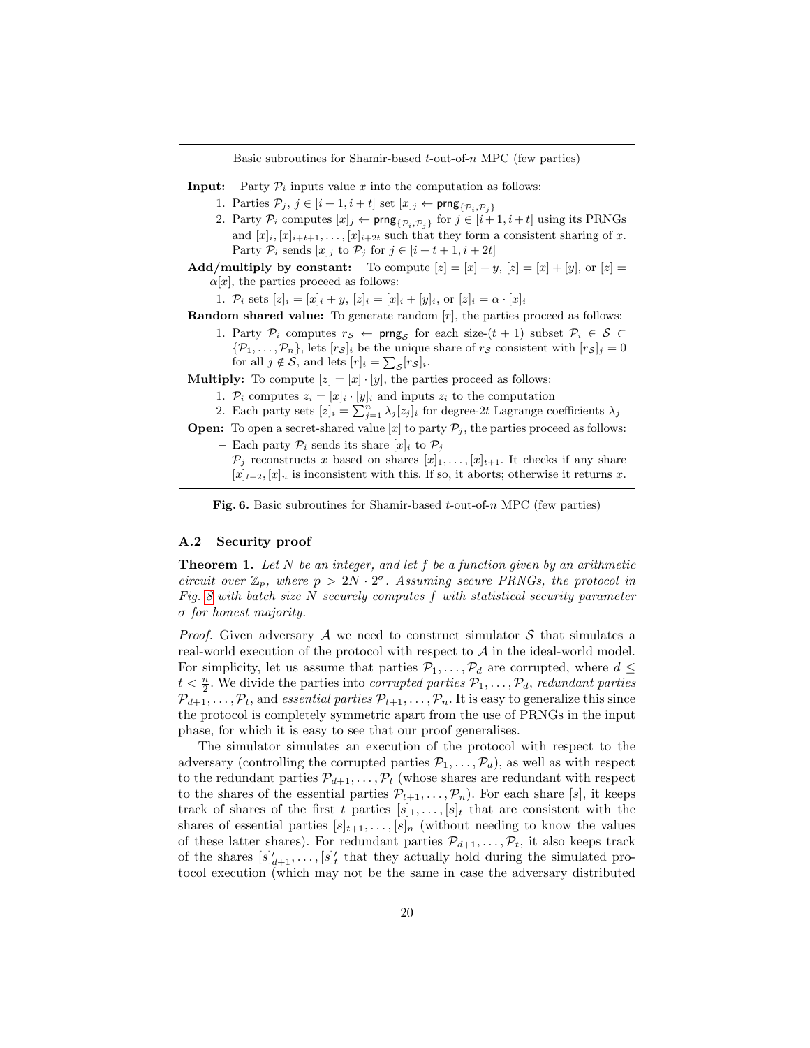> Basic subroutines for Shamir-based $t$-out-of-$n$ MPC (few parties)
>
> **Input:** Party $\mathcal{P}_i$ inputs value $x$ into the computation as follows:
>
> 1. Parties $\mathcal{P}_j$, $j \in [i+1, i+t]$ set $[x]_j \leftarrow \mathsf{prng}_{\{\mathcal{P}_i,\mathcal{P}_j\}}$
> 2. Party $\mathcal{P}_i$ computes $[x]_j \leftarrow \mathsf{prng}_{\{\mathcal{P}_i,\mathcal{P}_j\}}$ for $j \in [i+1, i+t]$ using its PRNGs and $[x]_i, [x]_{i+t+1}, \ldots, [x]_{i+2t}$ such that they form a consistent sharing of $x$. Party $\mathcal{P}_i$ sends $[x]_j$ to $\mathcal{P}_j$ for $j \in [i+t+1, i+2t]$
>
> **Add/multiply by constant:** To compute $[z] = [x] + y$, $[z] = [x] + [y]$, or $[z] = \alpha[x]$, the parties proceed as follows:
>
> 1. $\mathcal{P}_i$ sets $[z]_i = [x]_i + y$, $[z]_i = [x]_i + [y]_i$, or $[z]_i = \alpha \cdot [x]_i$
>
> **Random shared value:** To generate random $[r]$, the parties proceed as follows:
>
> 1. Party $\mathcal{P}_i$ computes $r_\mathcal{S} \leftarrow \mathsf{prng}_\mathcal{S}$ for each size-$(t+1)$ subset $\mathcal{P}_i \in \mathcal{S} \subset \{\mathcal{P}_1, \ldots, \mathcal{P}_n\}$, lets $[r_\mathcal{S}]_i$ be the unique share of $r_\mathcal{S}$ consistent with $[r_\mathcal{S}]_j = 0$ for all $j \notin \mathcal{S}$, and lets $[r]_i = \sum_\mathcal{S} [r_\mathcal{S}]_i$.
>
> **Multiply:** To compute $[z] = [x] \cdot [y]$, the parties proceed as follows:
>
> 1. $\mathcal{P}_i$ computes $z_i = [x]_i \cdot [y]_i$ and inputs $z_i$ to the computation
> 2. Each party sets $[z]_i = \sum_{j=1}^{n} \lambda_j [z_j]_i$ for degree-$2t$ Lagrange coefficients $\lambda_j$
>
> **Open:** To open a secret-shared value $[x]$ to party $\mathcal{P}_j$, the parties proceed as follows:
>
> – Each party $\mathcal{P}_i$ sends its share $[x]_i$ to $\mathcal{P}_j$
>
> – $\mathcal{P}_j$ reconstructs $x$ based on shares $[x]_1, \ldots, [x]_{t+1}$. It checks if any share $[x]_{t+2}, [x]_n$ is inconsistent with this. If so, it aborts; otherwise it returns $x$.

**Fig. 6.** Basic subroutines for Shamir-based $t$-out-of-$n$ MPC (few parties)

### A.2 Security proof

**Theorem 1.** *Let $N$ be an integer, and let $f$ be a function given by an arithmetic circuit over $\mathbb{Z}_p$, where $p > 2N \cdot 2^\sigma$. Assuming secure PRNGs, the protocol in Fig. 8 with batch size $N$ securely computes $f$ with statistical security parameter $\sigma$ for honest majority.*

*Proof.* Given adversary $\mathcal{A}$ we need to construct simulator $\mathcal{S}$ that simulates a real-world execution of the protocol with respect to $\mathcal{A}$ in the ideal-world model. For simplicity, let us assume that parties $\mathcal{P}_1, \ldots, \mathcal{P}_d$ are corrupted, where $d \leq t < \frac{n}{2}$. We divide the parties into *corrupted parties* $\mathcal{P}_1, \ldots, \mathcal{P}_d$, *redundant parties* $\mathcal{P}_{d+1}, \ldots, \mathcal{P}_t$, and *essential parties* $\mathcal{P}_{t+1}, \ldots, \mathcal{P}_n$. It is easy to generalize this since the protocol is completely symmetric apart from the use of PRNGs in the input phase, for which it is easy to see that our proof generalises.

The simulator simulates an execution of the protocol with respect to the adversary (controlling the corrupted parties $\mathcal{P}_1, \ldots, \mathcal{P}_d$), as well as with respect to the redundant parties $\mathcal{P}_{d+1}, \ldots, \mathcal{P}_t$ (whose shares are redundant with respect to the shares of the essential parties $\mathcal{P}_{t+1}, \ldots, \mathcal{P}_n$). For each share $[s]$, it keeps track of shares of the first $t$ parties $[s]_1, \ldots, [s]_t$ that are consistent with the shares of essential parties $[s]_{t+1}, \ldots, [s]_n$ (without needing to know the values of these latter shares). For redundant parties $\mathcal{P}_{d+1}, \ldots, \mathcal{P}_t$, it also keeps track of the shares $[s]'_{d+1}, \ldots, [s]'_t$ that they actually hold during the simulated protocol execution (which may not be the same in case the adversary distributed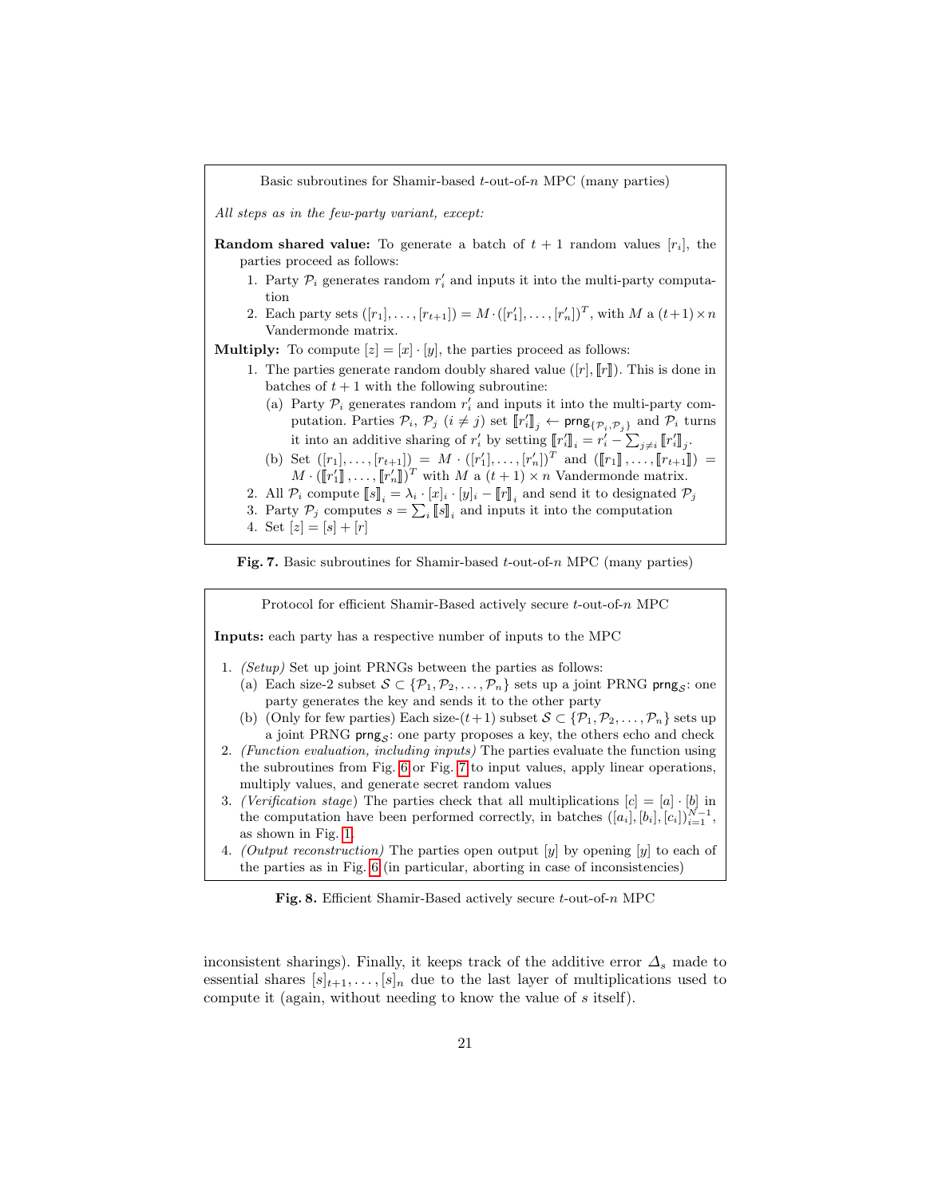Basic subroutines for Shamir-based $t$-out-of-$n$ MPC (many parties)

*All steps as in the few-party variant, except:*

**Random shared value:** To generate a batch of $t+1$ random values $[r_i]$, the parties proceed as follows:

1. Party $\mathcal{P}_i$ generates random $r'_i$ and inputs it into the multi-party computation
2. Each party sets $([r_1], \ldots, [r_{t+1}]) = M \cdot ([r'_1], \ldots, [r'_n])^T$, with $M$ a $(t+1) \times n$ Vandermonde matrix.

**Multiply:** To compute $[z] = [x] \cdot [y]$, the parties proceed as follows:

1. The parties generate random doubly shared value $([r], \llbracket r \rrbracket)$. This is done in batches of $t+1$ with the following subroutine:
   (a) Party $\mathcal{P}_i$ generates random $r'_i$ and inputs it into the multi-party computation. Parties $\mathcal{P}_i$, $\mathcal{P}_j$ $(i \neq j)$ set $\llbracket r'_i \rrbracket_j \leftarrow \mathsf{prng}_{\{\mathcal{P}_i, \mathcal{P}_j\}}$ and $\mathcal{P}_i$ turns it into an additive sharing of $r'_i$ by setting $\llbracket r'_i \rrbracket_i = r'_i - \sum_{j \neq i} \llbracket r'_i \rrbracket_j$.
   (b) Set $([r_1], \ldots, [r_{t+1}]) = M \cdot ([r'_1], \ldots, [r'_n])^T$ and $(\llbracket r_1 \rrbracket, \ldots, \llbracket r_{t+1} \rrbracket) = M \cdot (\llbracket r'_1 \rrbracket, \ldots, \llbracket r'_n \rrbracket)^T$ with $M$ a $(t+1) \times n$ Vandermonde matrix.
2. All $\mathcal{P}_i$ compute $\llbracket s \rrbracket_i = \lambda_i \cdot [x]_i \cdot [y]_i - \llbracket r \rrbracket_i$ and send it to designated $\mathcal{P}_j$
3. Party $\mathcal{P}_j$ computes $s = \sum_i \llbracket s \rrbracket_i$ and inputs it into the computation
4. Set $[z] = [s] + [r]$

**Fig. 7.** Basic subroutines for Shamir-based $t$-out-of-$n$ MPC (many parties)

Protocol for efficient Shamir-Based actively secure $t$-out-of-$n$ MPC

**Inputs:** each party has a respective number of inputs to the MPC

1. *(Setup)* Set up joint PRNGs between the parties as follows:
   (a) Each size-2 subset $\mathcal{S} \subset \{\mathcal{P}_1, \mathcal{P}_2, \ldots, \mathcal{P}_n\}$ sets up a joint PRNG $\mathsf{prng}_{\mathcal{S}}$: one party generates the key and sends it to the other party
   (b) (Only for few parties) Each size-$(t+1)$ subset $\mathcal{S} \subset \{\mathcal{P}_1, \mathcal{P}_2, \ldots, \mathcal{P}_n\}$ sets up a joint PRNG $\mathsf{prng}_{\mathcal{S}}$: one party proposes a key, the others echo and check
2. *(Function evaluation, including inputs)* The parties evaluate the function using the subroutines from Fig. 6 or Fig. 7 to input values, apply linear operations, multiply values, and generate secret random values
3. *(Verification stage)* The parties check that all multiplications $[c] = [a] \cdot [b]$ in the computation have been performed correctly, in batches $([a_i], [b_i], [c_i])_{i=1}^{N-1}$, as shown in Fig. 1.
4. *(Output reconstruction)* The parties open output $[y]$ by opening $[y]$ to each of the parties as in Fig. 6 (in particular, aborting in case of inconsistencies)

**Fig. 8.** Efficient Shamir-Based actively secure $t$-out-of-$n$ MPC

inconsistent sharings). Finally, it keeps track of the additive error $\Delta_s$ made to essential shares $[s]_{t+1}, \ldots, [s]_n$ due to the last layer of multiplications used to compute it (again, without needing to know the value of $s$ itself).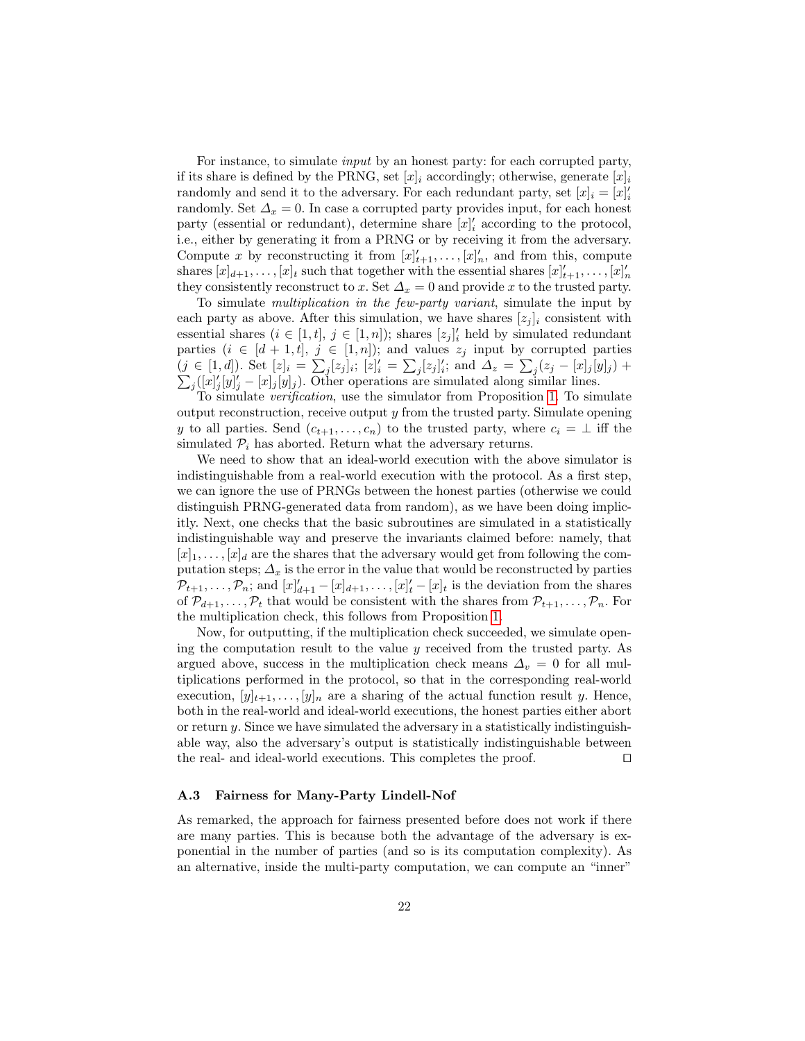For instance, to simulate *input* by an honest party: for each corrupted party, if its share is defined by the PRNG, set $[x]_i$ accordingly; otherwise, generate $[x]_i$ randomly and send it to the adversary. For each redundant party, set $[x]_i = [x]'_i$ randomly. Set $\Delta_x = 0$. In case a corrupted party provides input, for each honest party (essential or redundant), determine share $[x]'_i$ according to the protocol, i.e., either by generating it from a PRNG or by receiving it from the adversary. Compute $x$ by reconstructing it from $[x]'_{t+1}, \ldots, [x]'_n$, and from this, compute shares $[x]_{d+1}, \ldots, [x]_t$ such that together with the essential shares $[x]'_{t+1}, \ldots, [x]'_n$ they consistently reconstruct to $x$. Set $\Delta_x = 0$ and provide $x$ to the trusted party.

To simulate *multiplication in the few-party variant*, simulate the input by each party as above. After this simulation, we have shares $[z_j]_i$ consistent with essential shares ($i \in [1, t]$, $j \in [1, n]$); shares $[z_j]'_i$ held by simulated redundant parties ($i \in [d+1, t]$, $j \in [1, n]$); and values $z_j$ input by corrupted parties ($j \in [1, d]$). Set $[z]_i = \sum_j [z_j]_i$; $[z]'_i = \sum_j [z_j]'_i$; and $\Delta_z = \sum_j (z_j - [x]_j[y]_j) + \sum_j ([x]'_j[y]'_j - [x]_j[y]_j)$. Other operations are simulated along similar lines.

To simulate *verification*, use the simulator from Proposition 1. To simulate output reconstruction, receive output $y$ from the trusted party. Simulate opening $y$ to all parties. Send $(c_{t+1}, \ldots, c_n)$ to the trusted party, where $c_i = \perp$ iff the simulated $\mathcal{P}_i$ has aborted. Return what the adversary returns.

We need to show that an ideal-world execution with the above simulator is indistinguishable from a real-world execution with the protocol. As a first step, we can ignore the use of PRNGs between the honest parties (otherwise we could distinguish PRNG-generated data from random), as we have been doing implicitly. Next, one checks that the basic subroutines are simulated in a statistically indistinguishable way and preserve the invariants claimed before: namely, that $[x]_1, \ldots, [x]_d$ are the shares that the adversary would get from following the computation steps; $\Delta_x$ is the error in the value that would be reconstructed by parties $\mathcal{P}_{t+1}, \ldots, \mathcal{P}_n$; and $[x]'_{d+1} - [x]_{d+1}, \ldots, [x]'_t - [x]_t$ is the deviation from the shares of $\mathcal{P}_{d+1}, \ldots, \mathcal{P}_t$ that would be consistent with the shares from $\mathcal{P}_{t+1}, \ldots, \mathcal{P}_n$. For the multiplication check, this follows from Proposition 1.

Now, for outputting, if the multiplication check succeeded, we simulate opening the computation result to the value $y$ received from the trusted party. As argued above, success in the multiplication check means $\Delta_v = 0$ for all multiplications performed in the protocol, so that in the corresponding real-world execution, $[y]_{t+1}, \ldots, [y]_n$ are a sharing of the actual function result $y$. Hence, both in the real-world and ideal-world executions, the honest parties either abort or return $y$. Since we have simulated the adversary in a statistically indistinguishable way, also the adversary's output is statistically indistinguishable between the real- and ideal-world executions. This completes the proof. $\square$

### A.3 Fairness for Many-Party Lindell-Nof

As remarked, the approach for fairness presented before does not work if there are many parties. This is because both the advantage of the adversary is exponential in the number of parties (and so is its computation complexity). As an alternative, inside the multi-party computation, we can compute an "inner"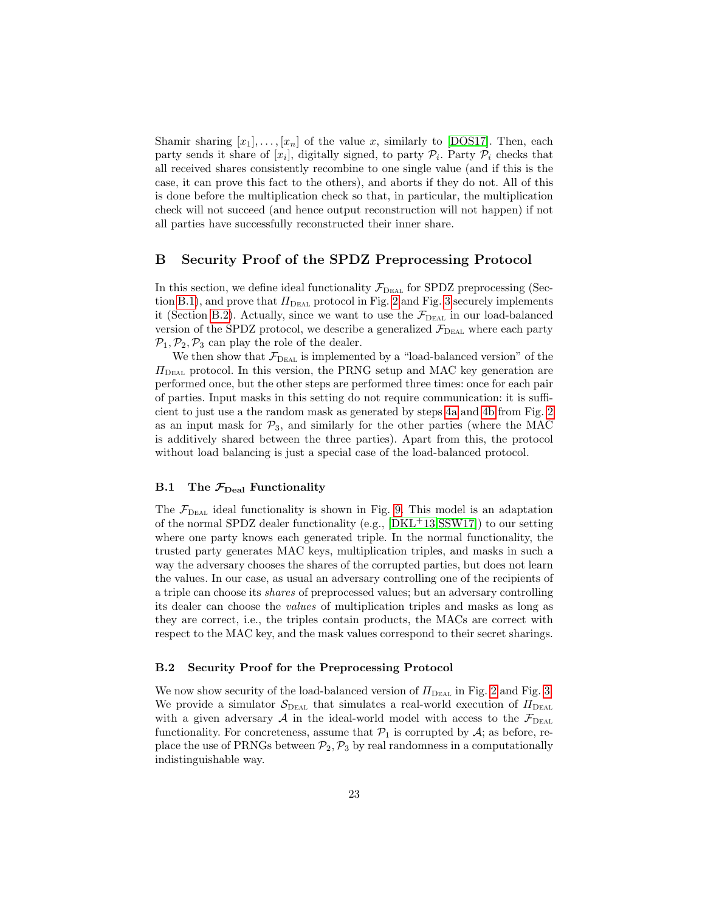Shamir sharing $[x_1], \ldots, [x_n]$ of the value $x$, similarly to [DOS17]. Then, each party sends it share of $[x_i]$, digitally signed, to party $\mathcal{P}_i$. Party $\mathcal{P}_i$ checks that all received shares consistently recombine to one single value (and if this is the case, it can prove this fact to the others), and aborts if they do not. All of this is done before the multiplication check so that, in particular, the multiplication check will not succeed (and hence output reconstruction will not happen) if not all parties have successfully reconstructed their inner share.

## B Security Proof of the SPDZ Preprocessing Protocol

In this section, we define ideal functionality $\mathcal{F}_{\text{DEAL}}$ for SPDZ preprocessing (Section B.1), and prove that $\Pi_{\text{DEAL}}$ protocol in Fig. 2 and Fig. 3 securely implements it (Section B.2). Actually, since we want to use the $\mathcal{F}_{\text{DEAL}}$ in our load-balanced version of the SPDZ protocol, we describe a generalized $\mathcal{F}_{\text{DEAL}}$ where each party $\mathcal{P}_1, \mathcal{P}_2, \mathcal{P}_3$ can play the role of the dealer.

We then show that $\mathcal{F}_{\text{DEAL}}$ is implemented by a "load-balanced version" of the $\Pi_{\text{DEAL}}$ protocol. In this version, the PRNG setup and MAC key generation are performed once, but the other steps are performed three times: once for each pair of parties. Input masks in this setting do not require communication: it is sufficient to just use a the random mask as generated by steps 4a and 4b from Fig. 2 as an input mask for $\mathcal{P}_3$, and similarly for the other parties (where the MAC is additively shared between the three parties). Apart from this, the protocol without load balancing is just a special case of the load-balanced protocol.

### B.1 The $\mathcal{F}_{\text{Deal}}$ Functionality

The $\mathcal{F}_{\text{DEAL}}$ ideal functionality is shown in Fig. 9. This model is an adaptation of the normal SPDZ dealer functionality (e.g., [DKL+13,SSW17]) to our setting where one party knows each generated triple. In the normal functionality, the trusted party generates MAC keys, multiplication triples, and masks in such a way the adversary chooses the shares of the corrupted parties, but does not learn the values. In our case, as usual an adversary controlling one of the recipients of a triple can choose its *shares* of preprocessed values; but an adversary controlling its dealer can choose the *values* of multiplication triples and masks as long as they are correct, i.e., the triples contain products, the MACs are correct with respect to the MAC key, and the mask values correspond to their secret sharings.

### B.2 Security Proof for the Preprocessing Protocol

We now show security of the load-balanced version of $\Pi_{\text{DEAL}}$ in Fig. 2 and Fig. 3. We provide a simulator $\mathcal{S}_{\text{DEAL}}$ that simulates a real-world execution of $\Pi_{\text{DEAL}}$ with a given adversary $\mathcal{A}$ in the ideal-world model with access to the $\mathcal{F}_{\text{DEAL}}$ functionality. For concreteness, assume that $\mathcal{P}_1$ is corrupted by $\mathcal{A}$; as before, replace the use of PRNGs between $\mathcal{P}_2, \mathcal{P}_3$ by real randomness in a computationally indistinguishable way.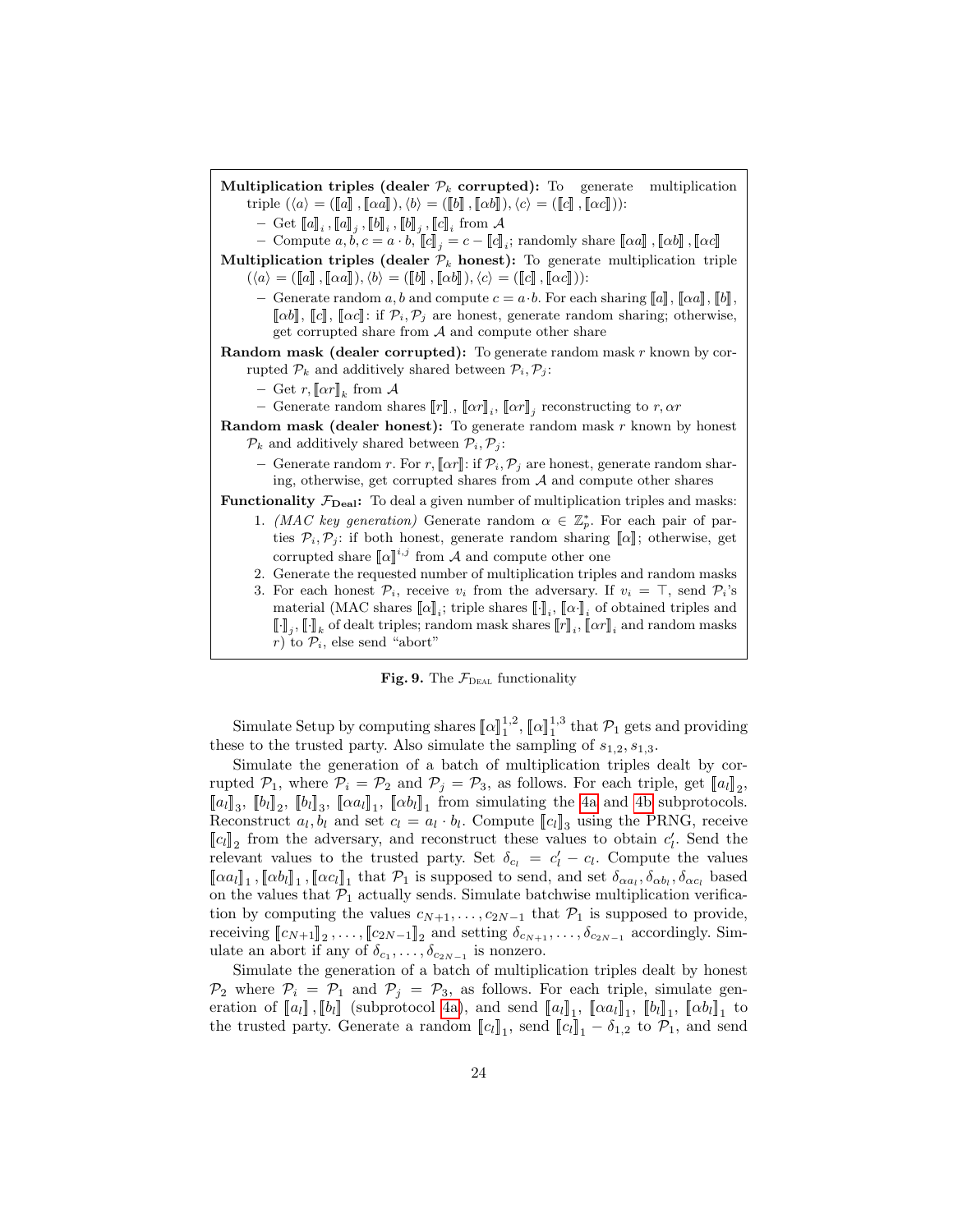**Multiplication triples (dealer $\mathcal{P}_k$ corrupted):** To generate multiplication triple $(\langle a \rangle = (\llbracket a \rrbracket, \llbracket \alpha a \rrbracket), \langle b \rangle = (\llbracket b \rrbracket, \llbracket \alpha b \rrbracket), \langle c \rangle = (\llbracket c \rrbracket, \llbracket \alpha c \rrbracket))$:

- Get $\llbracket a \rrbracket_i, \llbracket a \rrbracket_j, \llbracket b \rrbracket_i, \llbracket b \rrbracket_j, \llbracket c \rrbracket_i$ from $\mathcal{A}$
- Compute $a, b, c = a \cdot b$, $\llbracket c \rrbracket_j = c - \llbracket c \rrbracket_i$; randomly share $\llbracket \alpha a \rrbracket, \llbracket \alpha b \rrbracket, \llbracket \alpha c \rrbracket$

**Multiplication triples (dealer $\mathcal{P}_k$ honest):** To generate multiplication triple $(\langle a \rangle = (\llbracket a \rrbracket, \llbracket \alpha a \rrbracket), \langle b \rangle = (\llbracket b \rrbracket, \llbracket \alpha b \rrbracket), \langle c \rangle = (\llbracket c \rrbracket, \llbracket \alpha c \rrbracket))$:

- Generate random $a, b$ and compute $c = a \cdot b$. For each sharing $\llbracket a \rrbracket$, $\llbracket \alpha a \rrbracket$, $\llbracket b \rrbracket$, $\llbracket \alpha b \rrbracket$, $\llbracket c \rrbracket$, $\llbracket \alpha c \rrbracket$: if $\mathcal{P}_i, \mathcal{P}_j$ are honest, generate random sharing; otherwise, get corrupted share from $\mathcal{A}$ and compute other share

**Random mask (dealer corrupted):** To generate random mask $r$ known by corrupted $\mathcal{P}_k$ and additively shared between $\mathcal{P}_i, \mathcal{P}_j$:

- Get $r, \llbracket \alpha r \rrbracket_k$ from $\mathcal{A}$
- Generate random shares $\llbracket r \rrbracket_{\cdot}$, $\llbracket \alpha r \rrbracket_i$, $\llbracket \alpha r \rrbracket_j$ reconstructing to $r, \alpha r$

**Random mask (dealer honest):** To generate random mask $r$ known by honest $\mathcal{P}_k$ and additively shared between $\mathcal{P}_i, \mathcal{P}_j$:

- Generate random $r$. For $r, \llbracket \alpha r \rrbracket$: if $\mathcal{P}_i, \mathcal{P}_j$ are honest, generate random sharing, otherwise, get corrupted shares from $\mathcal{A}$ and compute other shares

**Functionality $\mathcal{F}_{\text{Deal}}$:** To deal a given number of multiplication triples and masks:

1. *(MAC key generation)* Generate random $\alpha \in \mathbb{Z}_p^*$. For each pair of parties $\mathcal{P}_i, \mathcal{P}_j$: if both honest, generate random sharing $\llbracket \alpha \rrbracket$; otherwise, get corrupted share $\llbracket \alpha \rrbracket^{i,j}$ from $\mathcal{A}$ and compute other one
2. Generate the requested number of multiplication triples and random masks
3. For each honest $\mathcal{P}_i$, receive $v_i$ from the adversary. If $v_i = \top$, send $\mathcal{P}_i$'s material (MAC shares $\llbracket \alpha \rrbracket_i$; triple shares $\llbracket \cdot \rrbracket_i$, $\llbracket \alpha \cdot \rrbracket_i$ of obtained triples and $\llbracket \cdot \rrbracket_j, \llbracket \cdot \rrbracket_k$ of dealt triples; random mask shares $\llbracket r \rrbracket_i$, $\llbracket \alpha r \rrbracket_i$ and random masks $r$) to $\mathcal{P}_i$, else send "abort"

**Fig. 9.** The $\mathcal{F}_{\text{DEAL}}$ functionality

Simulate Setup by computing shares $\llbracket \alpha \rrbracket_1^{1,2}, \llbracket \alpha \rrbracket_1^{1,3}$ that $\mathcal{P}_1$ gets and providing these to the trusted party. Also simulate the sampling of $s_{1,2}, s_{1,3}$.

Simulate the generation of a batch of multiplication triples dealt by corrupted $\mathcal{P}_1$, where $\mathcal{P}_i = \mathcal{P}_2$ and $\mathcal{P}_j = \mathcal{P}_3$, as follows. For each triple, get $\llbracket a_l \rrbracket_2$, $\llbracket a_l \rrbracket_3$, $\llbracket b_l \rrbracket_2$, $\llbracket b_l \rrbracket_3$, $\llbracket \alpha a_l \rrbracket_1$, $\llbracket \alpha b_l \rrbracket_1$ from simulating the 4a and 4b subprotocols. Reconstruct $a_l, b_l$ and set $c_l = a_l \cdot b_l$. Compute $\llbracket c_l \rrbracket_3$ using the PRNG, receive $\llbracket c_l \rrbracket_2$ from the adversary, and reconstruct these values to obtain $c_l'$. Send the relevant values to the trusted party. Set $\delta_{c_l} = c_l' - c_l$. Compute the values $\llbracket \alpha a_l \rrbracket_1, \llbracket \alpha b_l \rrbracket_1, \llbracket \alpha c_l \rrbracket_1$ that $\mathcal{P}_1$ is supposed to send, and set $\delta_{\alpha a_l}, \delta_{\alpha b_l}, \delta_{\alpha c_l}$ based on the values that $\mathcal{P}_1$ actually sends. Simulate batchwise multiplication verification by computing the values $c_{N+1}, \ldots, c_{2N-1}$ that $\mathcal{P}_1$ is supposed to provide, receiving $\llbracket c_{N+1} \rrbracket_2, \ldots, \llbracket c_{2N-1} \rrbracket_2$ and setting $\delta_{c_{N+1}}, \ldots, \delta_{c_{2N-1}}$ accordingly. Simulate an abort if any of $\delta_{c_1}, \ldots, \delta_{c_{2N-1}}$ is nonzero.

Simulate the generation of a batch of multiplication triples dealt by honest $\mathcal{P}_2$ where $\mathcal{P}_i = \mathcal{P}_1$ and $\mathcal{P}_j = \mathcal{P}_3$, as follows. For each triple, simulate generation of $\llbracket a_l \rrbracket, \llbracket b_l \rrbracket$ (subprotocol 4a), and send $\llbracket a_l \rrbracket_1$, $\llbracket \alpha a_l \rrbracket_1$, $\llbracket b_l \rrbracket_1$, $\llbracket \alpha b_l \rrbracket_1$ to the trusted party. Generate a random $\llbracket c_l \rrbracket_1$, send $\llbracket c_l \rrbracket_1 - \delta_{1,2}$ to $\mathcal{P}_1$, and send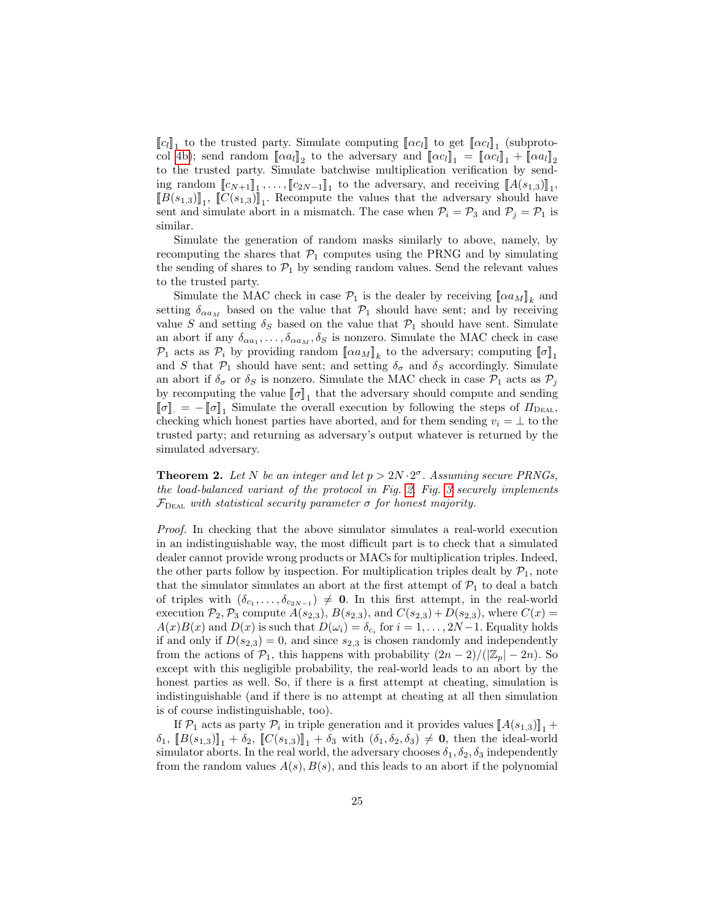$[\![c_l]\!]_1$ to the trusted party. Simulate computing $[\![\alpha c_l]\!]$ to get $[\![\alpha c_l]\!]_1$ (subprotocol 4b); send random $[\![\alpha a_l]\!]_2$ to the adversary and $[\![\alpha c_l]\!]_1 = [\![\alpha c_l]\!]_1 + [\![\alpha a_l]\!]_2$ to the trusted party. Simulate batchwise multiplication verification by sending random $[\![c_{N+1}]\!]_1, \ldots, [\![c_{2N-1}]\!]_1$ to the adversary, and receiving $[\![A(s_{1,3})]\!]_1$, $[\![B(s_{1,3})]\!]_1$, $[\![C(s_{1,3})]\!]_1$. Recompute the values that the adversary should have sent and simulate abort in a mismatch. The case when $\mathcal{P}_i = \mathcal{P}_3$ and $\mathcal{P}_j = \mathcal{P}_1$ is similar.

Simulate the generation of random masks similarly to above, namely, by recomputing the shares that $\mathcal{P}_1$ computes using the PRNG and by simulating the sending of shares to $\mathcal{P}_1$ by sending random values. Send the relevant values to the trusted party.

Simulate the MAC check in case $\mathcal{P}_1$ is the dealer by receiving $[\![\alpha a_M]\!]_k$ and setting $\delta_{\alpha a_M}$ based on the value that $\mathcal{P}_1$ should have sent; and by receiving value $S$ and setting $\delta_S$ based on the value that $\mathcal{P}_1$ should have sent. Simulate an abort if any $\delta_{\alpha a_1}, \ldots, \delta_{\alpha a_M}, \delta_S$ is nonzero. Simulate the MAC check in case $\mathcal{P}_1$ acts as $\mathcal{P}_i$ by providing random $[\![\alpha a_M]\!]_k$ to the adversary; computing $[\![\sigma]\!]_1$ and $S$ that $\mathcal{P}_1$ should have sent; and setting $\delta_\sigma$ and $\delta_S$ accordingly. Simulate an abort if $\delta_\sigma$ or $\delta_S$ is nonzero. Simulate the MAC check in case $\mathcal{P}_1$ acts as $\mathcal{P}_j$ by recomputing the value $[\![\sigma]\!]_1$ that the adversary should compute and sending $[\![\sigma]\!]_. = -[\![\sigma]\!]_1$ Simulate the overall execution by following the steps of $\Pi_{\text{DEAL}}$, checking which honest parties have aborted, and for them sending $v_i = \perp$ to the trusted party; and returning as adversary's output whatever is returned by the simulated adversary.

**Theorem 2.** *Let $N$ be an integer and let $p > 2N \cdot 2^\sigma$. Assuming secure PRNGs, the load-balanced variant of the protocol in Fig. 2, Fig. 3 securely implements $\mathcal{F}_{\text{DEAL}}$ with statistical security parameter $\sigma$ for honest majority.*

*Proof.* In checking that the above simulator simulates a real-world execution in an indistinguishable way, the most difficult part is to check that a simulated dealer cannot provide wrong products or MACs for multiplication triples. Indeed, the other parts follow by inspection. For multiplication triples dealt by $\mathcal{P}_1$, note that the simulator simulates an abort at the first attempt of $\mathcal{P}_1$ to deal a batch of triples with $(\delta_{c_1}, \ldots, \delta_{c_{2N-1}}) \neq \mathbf{0}$. In this first attempt, in the real-world execution $\mathcal{P}_2, \mathcal{P}_3$ compute $A(s_{2,3})$, $B(s_{2,3})$, and $C(s_{2,3}) + D(s_{2,3})$, where $C(x) = A(x)B(x)$ and $D(x)$ is such that $D(\omega_i) = \delta_{c_i}$ for $i = 1, \ldots, 2N-1$. Equality holds if and only if $D(s_{2,3}) = 0$, and since $s_{2,3}$ is chosen randomly and independently from the actions of $\mathcal{P}_1$, this happens with probability $(2n-2)/(|\mathbb{Z}_p| - 2n)$. So except with this negligible probability, the real-world leads to an abort by the honest parties as well. So, if there is a first attempt at cheating, simulation is indistinguishable (and if there is no attempt at cheating at all then simulation is of course indistinguishable, too).

If $\mathcal{P}_1$ acts as party $\mathcal{P}_i$ in triple generation and it provides values $[\![A(s_{1,3})]\!]_1 + \delta_1$, $[\![B(s_{1,3})]\!]_1 + \delta_2$, $[\![C(s_{1,3})]\!]_1 + \delta_3$ with $(\delta_1, \delta_2, \delta_3) \neq \mathbf{0}$, then the ideal-world simulator aborts. In the real world, the adversary chooses $\delta_1, \delta_2, \delta_3$ independently from the random values $A(s), B(s)$, and this leads to an abort if the polynomial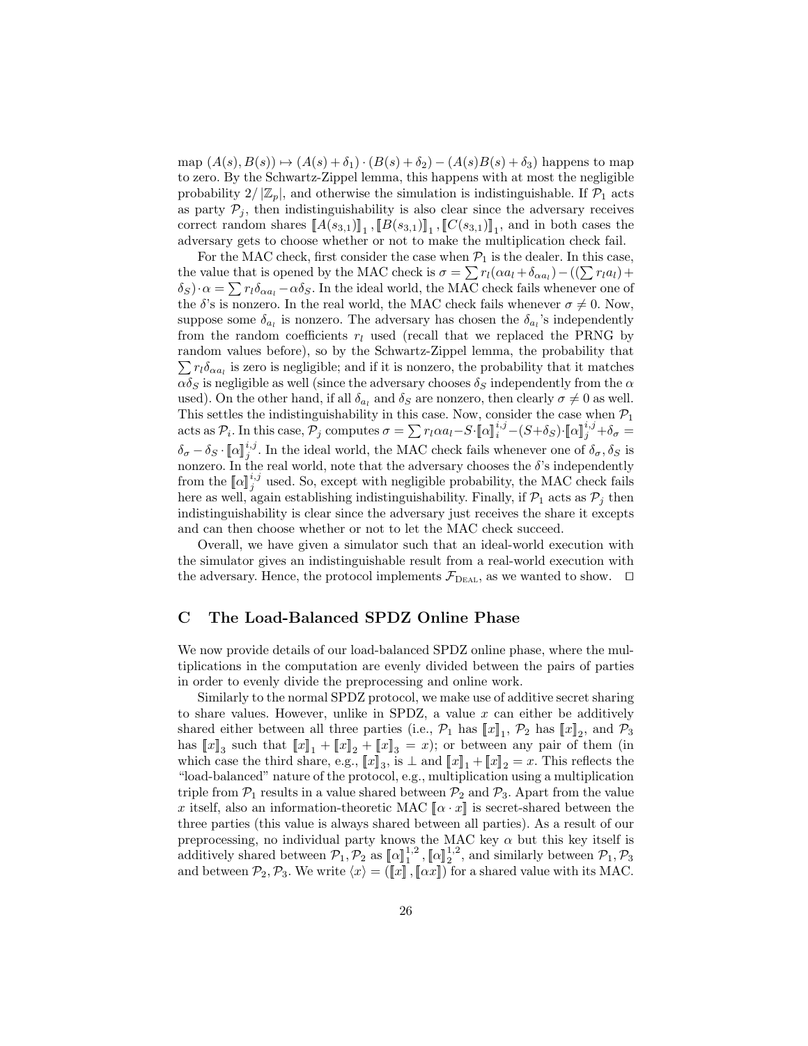map $(A(s), B(s)) \mapsto (A(s)+\delta_1)\cdot(B(s)+\delta_2) - (A(s)B(s)+\delta_3)$ happens to map to zero. By the Schwartz-Zippel lemma, this happens with at most the negligible probability $2/|\mathbb{Z}_p|$, and otherwise the simulation is indistinguishable. If $\mathcal{P}_1$ acts as party $\mathcal{P}_j$, then indistinguishability is also clear since the adversary receives correct random shares $[\![A(s_{3,1})]\!]_1, [\![B(s_{3,1})]\!]_1, [\![C(s_{3,1})]\!]_1$, and in both cases the adversary gets to choose whether or not to make the multiplication check fail.

For the MAC check, first consider the case when $\mathcal{P}_1$ is the dealer. In this case, the value that is opened by the MAC check is $\sigma = \sum r_l(\alpha a_l + \delta_{\alpha a_l}) - ((\sum r_l a_l) + \delta_S)\cdot\alpha = \sum r_l \delta_{\alpha a_l} - \alpha\delta_S$. In the ideal world, the MAC check fails whenever one of the $\delta$'s is nonzero. In the real world, the MAC check fails whenever $\sigma \neq 0$. Now, suppose some $\delta_{a_l}$ is nonzero. The adversary has chosen the $\delta_{a_l}$'s independently from the random coefficients $r_l$ used (recall that we replaced the PRNG by random values before), so by the Schwartz-Zippel lemma, the probability that $\sum r_l \delta_{\alpha a_l}$ is zero is negligible; and if it is nonzero, the probability that it matches $\alpha\delta_S$ is negligible as well (since the adversary chooses $\delta_S$ independently from the $\alpha$ used). On the other hand, if all $\delta_{a_l}$ and $\delta_S$ are nonzero, then clearly $\sigma \neq 0$ as well. This settles the indistinguishability in this case. Now, consider the case when $\mathcal{P}_1$ acts as $\mathcal{P}_i$. In this case, $\mathcal{P}_j$ computes $\sigma = \sum r_l \alpha a_l - S\cdot[\![\alpha]\!]_i^{i,j} - (S+\delta_S)\cdot[\![\alpha]\!]_j^{i,j} + \delta_\sigma = \delta_\sigma - \delta_S \cdot [\![\alpha]\!]_j^{i,j}$. In the ideal world, the MAC check fails whenever one of $\delta_\sigma, \delta_S$ is nonzero. In the real world, note that the adversary chooses the $\delta$'s independently from the $[\![\alpha]\!]_j^{i,j}$ used. So, except with negligible probability, the MAC check fails here as well, again establishing indistinguishability. Finally, if $\mathcal{P}_1$ acts as $\mathcal{P}_j$ then indistinguishability is clear since the adversary just receives the share it excepts and can then choose whether or not to let the MAC check succeed.

Overall, we have given a simulator such that an ideal-world execution with the simulator gives an indistinguishable result from a real-world execution with the adversary. Hence, the protocol implements $\mathcal{F}_{\text{DEAL}}$, as we wanted to show. $\square$

## C The Load-Balanced SPDZ Online Phase

We now provide details of our load-balanced SPDZ online phase, where the multiplications in the computation are evenly divided between the pairs of parties in order to evenly divide the preprocessing and online work.

Similarly to the normal SPDZ protocol, we make use of additive secret sharing to share values. However, unlike in SPDZ, a value $x$ can either be additively shared either between all three parties (i.e., $\mathcal{P}_1$ has $[\![x]\!]_1$, $\mathcal{P}_2$ has $[\![x]\!]_2$, and $\mathcal{P}_3$ has $[\![x]\!]_3$ such that $[\![x]\!]_1 + [\![x]\!]_2 + [\![x]\!]_3 = x$); or between any pair of them (in which case the third share, e.g., $[\![x]\!]_3$, is $\perp$ and $[\![x]\!]_1 + [\![x]\!]_2 = x$. This reflects the "load-balanced" nature of the protocol, e.g., multiplication using a multiplication triple from $\mathcal{P}_1$ results in a value shared between $\mathcal{P}_2$ and $\mathcal{P}_3$. Apart from the value $x$ itself, also an information-theoretic MAC $[\![\alpha \cdot x]\!]$ is secret-shared between the three parties (this value is always shared between all parties). As a result of our preprocessing, no individual party knows the MAC key $\alpha$ but this key itself is additively shared between $\mathcal{P}_1, \mathcal{P}_2$ as $[\![\alpha]\!]_1^{1,2}, [\![\alpha]\!]_2^{1,2}$, and similarly between $\mathcal{P}_1, \mathcal{P}_3$ and between $\mathcal{P}_2, \mathcal{P}_3$. We write $\langle x\rangle = ([\![x]\!], [\![\alpha x]\!])$ for a shared value with its MAC.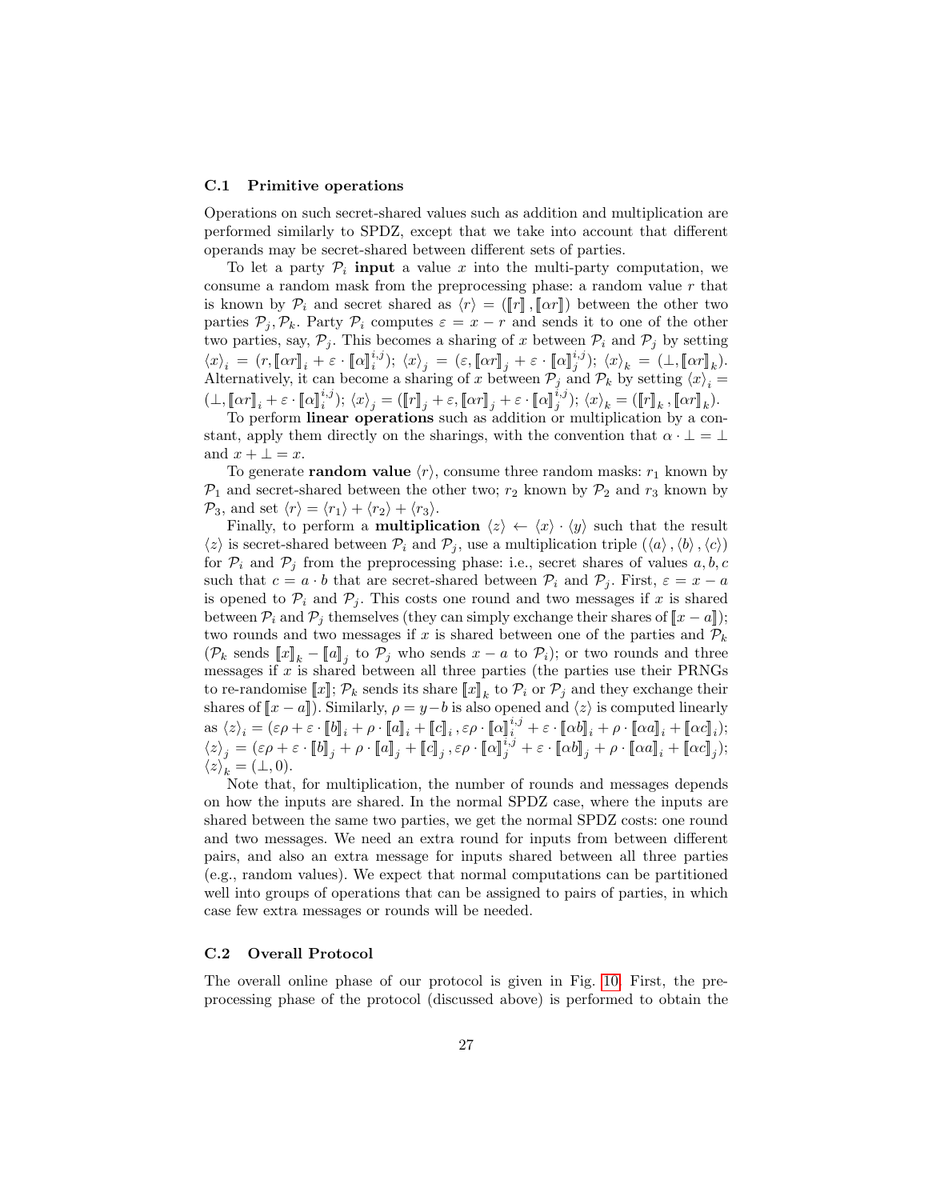### C.1 Primitive operations

Operations on such secret-shared values such as addition and multiplication are performed similarly to SPDZ, except that we take into account that different operands may be secret-shared between different sets of parties.

To let a party $\mathcal{P}_i$ **input** a value $x$ into the multi-party computation, we consume a random mask from the preprocessing phase: a random value $r$ that is known by $\mathcal{P}_i$ and secret shared as $\langle r \rangle = (\llbracket r \rrbracket, \llbracket \alpha r \rrbracket)$ between the other two parties $\mathcal{P}_j, \mathcal{P}_k$. Party $\mathcal{P}_i$ computes $\varepsilon = x - r$ and sends it to one of the other two parties, say, $\mathcal{P}_j$. This becomes a sharing of $x$ between $\mathcal{P}_i$ and $\mathcal{P}_j$ by setting $\langle x \rangle_i = (r, \llbracket \alpha r \rrbracket_i + \varepsilon \cdot \llbracket \alpha \rrbracket_i^{i,j})$; $\langle x \rangle_j = (\varepsilon, \llbracket \alpha r \rrbracket_j + \varepsilon \cdot \llbracket \alpha \rrbracket_j^{i,j})$; $\langle x \rangle_k = (\perp, \llbracket \alpha r \rrbracket_k)$. Alternatively, it can become a sharing of $x$ between $\mathcal{P}_j$ and $\mathcal{P}_k$ by setting $\langle x \rangle_i = (\perp, \llbracket \alpha r \rrbracket_i + \varepsilon \cdot \llbracket \alpha \rrbracket_i^{i,j})$; $\langle x \rangle_j = (\llbracket r \rrbracket_j + \varepsilon, \llbracket \alpha r \rrbracket_j + \varepsilon \cdot \llbracket \alpha \rrbracket_j^{i,j})$; $\langle x \rangle_k = (\llbracket r \rrbracket_k, \llbracket \alpha r \rrbracket_k)$.

To perform **linear operations** such as addition or multiplication by a constant, apply them directly on the sharings, with the convention that $\alpha \cdot \perp = \perp$ and $x + \perp = x$.

To generate **random value** $\langle r \rangle$, consume three random masks: $r_1$ known by $\mathcal{P}_1$ and secret-shared between the other two; $r_2$ known by $\mathcal{P}_2$ and $r_3$ known by $\mathcal{P}_3$, and set $\langle r \rangle = \langle r_1 \rangle + \langle r_2 \rangle + \langle r_3 \rangle$.

Finally, to perform a **multiplication** $\langle z \rangle \leftarrow \langle x \rangle \cdot \langle y \rangle$ such that the result $\langle z \rangle$ is secret-shared between $\mathcal{P}_i$ and $\mathcal{P}_j$, use a multiplication triple $(\langle a \rangle, \langle b \rangle, \langle c \rangle)$ for $\mathcal{P}_i$ and $\mathcal{P}_j$ from the preprocessing phase: i.e., secret shares of values $a, b, c$ such that $c = a \cdot b$ that are secret-shared between $\mathcal{P}_i$ and $\mathcal{P}_j$. First, $\varepsilon = x - a$ is opened to $\mathcal{P}_i$ and $\mathcal{P}_j$. This costs one round and two messages if $x$ is shared between $\mathcal{P}_i$ and $\mathcal{P}_j$ themselves (they can simply exchange their shares of $\llbracket x - a \rrbracket$); two rounds and two messages if $x$ is shared between one of the parties and $\mathcal{P}_k$ ($\mathcal{P}_k$ sends $\llbracket x \rrbracket_k - \llbracket a \rrbracket_j$ to $\mathcal{P}_j$ who sends $x - a$ to $\mathcal{P}_i$); or two rounds and three messages if $x$ is shared between all three parties (the parties use their PRNGs to re-randomise $\llbracket x \rrbracket$; $\mathcal{P}_k$ sends its share $\llbracket x \rrbracket_k$ to $\mathcal{P}_i$ or $\mathcal{P}_j$ and they exchange their shares of $\llbracket x - a \rrbracket$). Similarly, $\rho = y - b$ is also opened and $\langle z \rangle$ is computed linearly as $\langle z \rangle_i = (\varepsilon\rho + \varepsilon \cdot \llbracket b \rrbracket_i + \rho \cdot \llbracket a \rrbracket_i + \llbracket c \rrbracket_i, \varepsilon\rho \cdot \llbracket \alpha \rrbracket_i^{i,j} + \varepsilon \cdot \llbracket \alpha b \rrbracket_i + \rho \cdot \llbracket \alpha a \rrbracket_i + \llbracket \alpha c \rrbracket_i)$; $\langle z \rangle_j = (\varepsilon\rho + \varepsilon \cdot \llbracket b \rrbracket_j + \rho \cdot \llbracket a \rrbracket_j + \llbracket c \rrbracket_j, \varepsilon\rho \cdot \llbracket \alpha \rrbracket_j^{i,j} + \varepsilon \cdot \llbracket \alpha b \rrbracket_j + \rho \cdot \llbracket \alpha a \rrbracket_i + \llbracket \alpha c \rrbracket_j)$; $\langle z \rangle_k = (\perp, 0)$.

Note that, for multiplication, the number of rounds and messages depends on how the inputs are shared. In the normal SPDZ case, where the inputs are shared between the same two parties, we get the normal SPDZ costs: one round and two messages. We need an extra round for inputs from between different pairs, and also an extra message for inputs shared between all three parties (e.g., random values). We expect that normal computations can be partitioned well into groups of operations that can be assigned to pairs of parties, in which case few extra messages or rounds will be needed.

### C.2 Overall Protocol

The overall online phase of our protocol is given in Fig. 10. First, the preprocessing phase of the protocol (discussed above) is performed to obtain the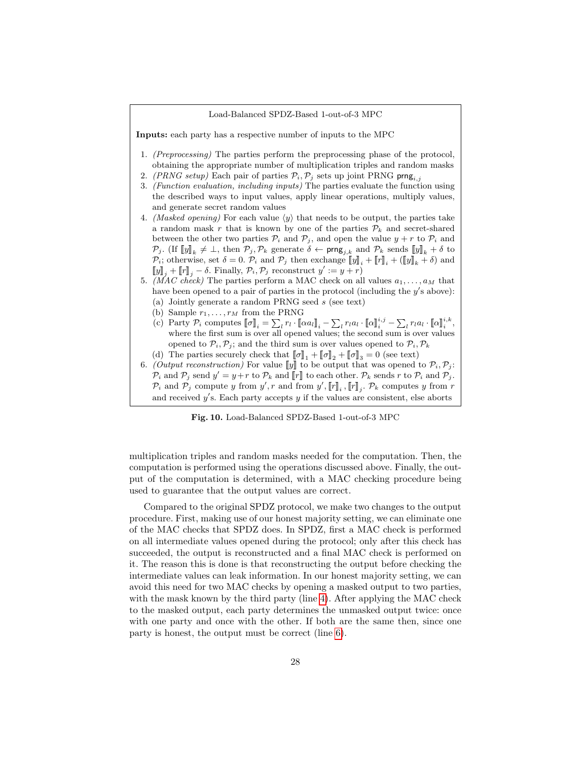Load-Balanced SPDZ-Based 1-out-of-3 MPC

**Inputs:** each party has a respective number of inputs to the MPC

1. *(Preprocessing)* The parties perform the preprocessing phase of the protocol, obtaining the appropriate number of multiplication triples and random masks
2. *(PRNG setup)* Each pair of parties $\mathcal{P}_i, \mathcal{P}_j$ sets up joint PRNG $\mathsf{prng}_{i,j}$
3. *(Function evaluation, including inputs)* The parties evaluate the function using the described ways to input values, apply linear operations, multiply values, and generate secret random values
4. *(Masked opening)* For each value $\langle y \rangle$ that needs to be output, the parties take a random mask $r$ that is known by one of the parties $\mathcal{P}_k$ and secret-shared between the other two parties $\mathcal{P}_i$ and $\mathcal{P}_j$, and open the value $y + r$ to $\mathcal{P}_i$ and $\mathcal{P}_j$. (If $[\![y]\!]_k \neq \bot$, then $\mathcal{P}_j, \mathcal{P}_k$ generate $\delta \leftarrow \mathsf{prng}_{j,k}$ and $\mathcal{P}_k$ sends $[\![y]\!]_k + \delta$ to $\mathcal{P}_i$; otherwise, set $\delta = 0$. $\mathcal{P}_i$ and $\mathcal{P}_j$ then exchange $[\![y]\!]_i + [\![r]\!]_i + ([\![y]\!]_k + \delta)$ and $[\![y]\!]_j + [\![r]\!]_j - \delta$. Finally, $\mathcal{P}_i, \mathcal{P}_j$ reconstruct $y' := y + r$)
5. *(MAC check)* The parties perform a MAC check on all values $a_1, \ldots, a_M$ that have been opened to a pair of parties in the protocol (including the $y'$s above):
   (a) Jointly generate a random PRNG seed $s$ (see text)
   (b) Sample $r_1, \ldots, r_M$ from the PRNG
   (c) Party $\mathcal{P}_i$ computes $[\![\sigma]\!]_i = \sum_l r_l \cdot [\![\alpha a_l]\!]_i - \sum_l r_l a_l \cdot [\![\alpha]\!]_i^{i,j} - \sum_l r_l a_l \cdot [\![\alpha]\!]_i^{i,k}$, where the first sum is over all opened values; the second sum is over values opened to $\mathcal{P}_i, \mathcal{P}_j$; and the third sum is over values opened to $\mathcal{P}_i, \mathcal{P}_k$
   (d) The parties securely check that $[\![\sigma]\!]_1 + [\![\sigma]\!]_2 + [\![\sigma]\!]_3 = 0$ (see text)
6. *(Output reconstruction)* For value $[\![y]\!]$ to be output that was opened to $\mathcal{P}_i, \mathcal{P}_j$: $\mathcal{P}_i$ and $\mathcal{P}_j$ send $y' = y + r$ to $\mathcal{P}_k$ and $[\![r]\!]$ to each other. $\mathcal{P}_k$ sends $r$ to $\mathcal{P}_i$ and $\mathcal{P}_j$. $\mathcal{P}_i$ and $\mathcal{P}_j$ compute $y$ from $y', r$ and from $y', [\![r]\!]_i, [\![r]\!]_j$. $\mathcal{P}_k$ computes $y$ from $r$ and received $y'$s. Each party accepts $y$ if the values are consistent, else aborts

**Fig. 10.** Load-Balanced SPDZ-Based 1-out-of-3 MPC

multiplication triples and random masks needed for the computation. Then, the computation is performed using the operations discussed above. Finally, the output of the computation is determined, with a MAC checking procedure being used to guarantee that the output values are correct.

Compared to the original SPDZ protocol, we make two changes to the output procedure. First, making use of our honest majority setting, we can eliminate one of the MAC checks that SPDZ does. In SPDZ, first a MAC check is performed on all intermediate values opened during the protocol; only after this check has succeeded, the output is reconstructed and a final MAC check is performed on it. The reason this is done is that reconstructing the output before checking the intermediate values can leak information. In our honest majority setting, we can avoid this need for two MAC checks by opening a masked output to two parties, with the mask known by the third party (line 4). After applying the MAC check to the masked output, each party determines the unmasked output twice: once with one party and once with the other. If both are the same then, since one party is honest, the output must be correct (line 6).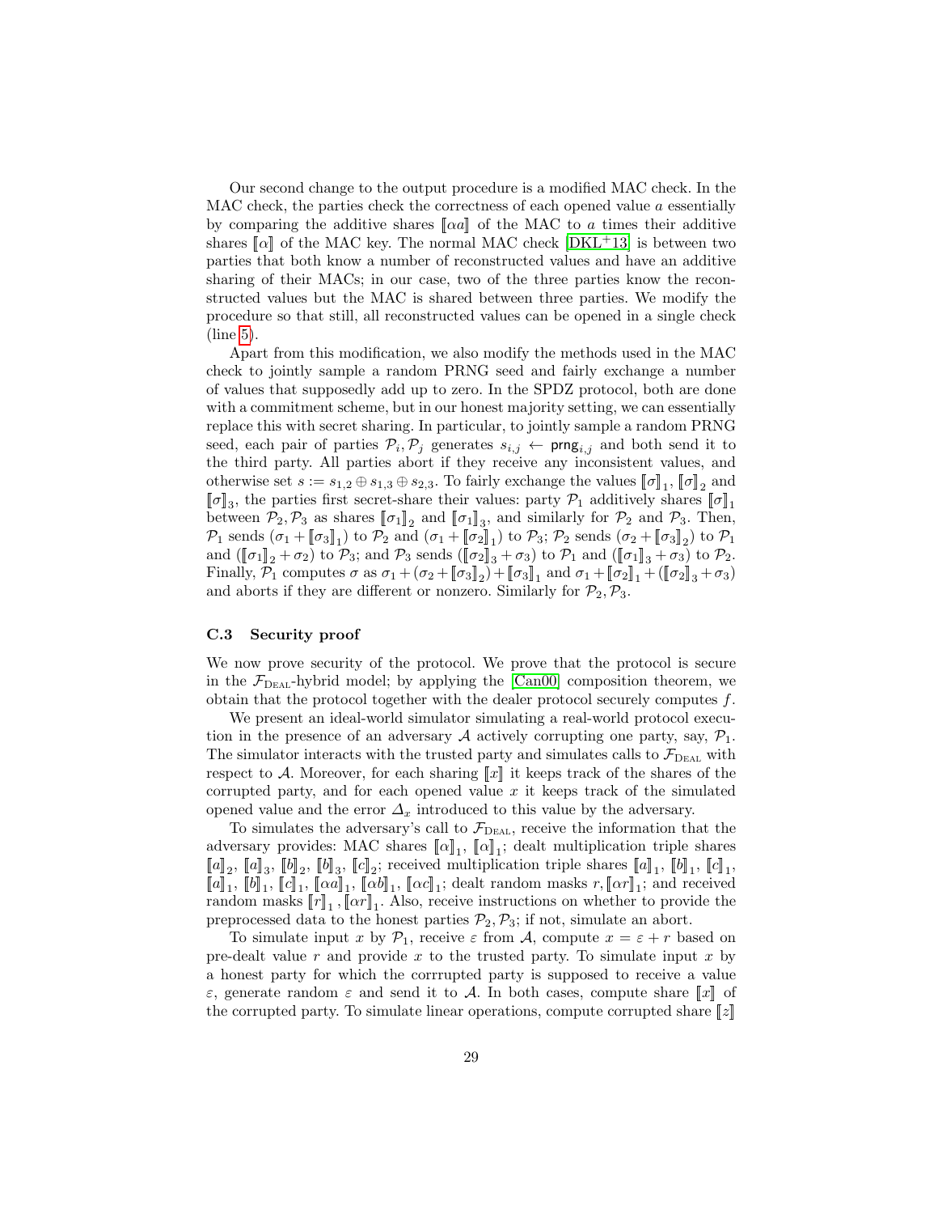Our second change to the output procedure is a modified MAC check. In the MAC check, the parties check the correctness of each opened value $a$ essentially by comparing the additive shares $[\![\alpha a]\!]$ of the MAC to $a$ times their additive shares $[\![\alpha]\!]$ of the MAC key. The normal MAC check [DKL+13] is between two parties that both know a number of reconstructed values and have an additive sharing of their MACs; in our case, two of the three parties know the reconstructed values but the MAC is shared between three parties. We modify the procedure so that still, all reconstructed values can be opened in a single check (line 5).

Apart from this modification, we also modify the methods used in the MAC check to jointly sample a random PRNG seed and fairly exchange a number of values that supposedly add up to zero. In the SPDZ protocol, both are done with a commitment scheme, but in our honest majority setting, we can essentially replace this with secret sharing. In particular, to jointly sample a random PRNG seed, each pair of parties $\mathcal{P}_i, \mathcal{P}_j$ generates $s_{i,j} \leftarrow \mathsf{prng}_{i,j}$ and both send it to the third party. All parties abort if they receive any inconsistent values, and otherwise set $s := s_{1,2} \oplus s_{1,3} \oplus s_{2,3}$. To fairly exchange the values $[\![\sigma]\!]_1$, $[\![\sigma]\!]_2$ and $[\![\sigma]\!]_3$, the parties first secret-share their values: party $\mathcal{P}_1$ additively shares $[\![\sigma]\!]_1$ between $\mathcal{P}_2, \mathcal{P}_3$ as shares $[\![\sigma_1]\!]_2$ and $[\![\sigma_1]\!]_3$, and similarly for $\mathcal{P}_2$ and $\mathcal{P}_3$. Then, $\mathcal{P}_1$ sends $(\sigma_1 + [\![\sigma_3]\!]_1)$ to $\mathcal{P}_2$ and $(\sigma_1 + [\![\sigma_2]\!]_1)$ to $\mathcal{P}_3$; $\mathcal{P}_2$ sends $(\sigma_2 + [\![\sigma_3]\!]_2)$ to $\mathcal{P}_1$ and $([\![\sigma_1]\!]_2 + \sigma_2)$ to $\mathcal{P}_3$; and $\mathcal{P}_3$ sends $([\![\sigma_2]\!]_3 + \sigma_3)$ to $\mathcal{P}_1$ and $([\![\sigma_1]\!]_3 + \sigma_3)$ to $\mathcal{P}_2$. Finally, $\mathcal{P}_1$ computes $\sigma$ as $\sigma_1 + (\sigma_2 + [\![\sigma_3]\!]_2) + [\![\sigma_3]\!]_1$ and $\sigma_1 + [\![\sigma_2]\!]_1 + ([\![\sigma_2]\!]_3 + \sigma_3)$ and aborts if they are different or nonzero. Similarly for $\mathcal{P}_2, \mathcal{P}_3$.

### C.3 Security proof

We now prove security of the protocol. We prove that the protocol is secure in the $\mathcal{F}_{\text{DEAL}}$-hybrid model; by applying the [Can00] composition theorem, we obtain that the protocol together with the dealer protocol securely computes $f$.

We present an ideal-world simulator simulating a real-world protocol execution in the presence of an adversary $\mathcal{A}$ actively corrupting one party, say, $\mathcal{P}_1$. The simulator interacts with the trusted party and simulates calls to $\mathcal{F}_{\text{DEAL}}$ with respect to $\mathcal{A}$. Moreover, for each sharing $[\![x]\!]$ it keeps track of the shares of the corrupted party, and for each opened value $x$ it keeps track of the simulated opened value and the error $\Delta_x$ introduced to this value by the adversary.

To simulates the adversary's call to $\mathcal{F}_{\text{DEAL}}$, receive the information that the adversary provides: MAC shares $[\![\alpha]\!]_1$, $[\![\alpha]\!]_1$; dealt multiplication triple shares $[\![a]\!]_2$, $[\![a]\!]_3$, $[\![b]\!]_2$, $[\![b]\!]_3$, $[\![c]\!]_2$; received multiplication triple shares $[\![a]\!]_1$, $[\![b]\!]_1$, $[\![c]\!]_1$, $[\![a]\!]_1$, $[\![b]\!]_1$, $[\![c]\!]_1$, $[\![\alpha a]\!]_1$, $[\![\alpha b]\!]_1$, $[\![\alpha c]\!]_1$; dealt random masks $r, [\![\alpha r]\!]_1$; and received random masks $[\![r]\!]_1, [\![\alpha r]\!]_1$. Also, receive instructions on whether to provide the preprocessed data to the honest parties $\mathcal{P}_2, \mathcal{P}_3$; if not, simulate an abort.

To simulate input $x$ by $\mathcal{P}_1$, receive $\varepsilon$ from $\mathcal{A}$, compute $x = \varepsilon + r$ based on pre-dealt value $r$ and provide $x$ to the trusted party. To simulate input $x$ by a honest party for which the corrrupted party is supposed to receive a value $\varepsilon$, generate random $\varepsilon$ and send it to $\mathcal{A}$. In both cases, compute share $[\![x]\!]$ of the corrupted party. To simulate linear operations, compute corrupted share $[\![z]\!]$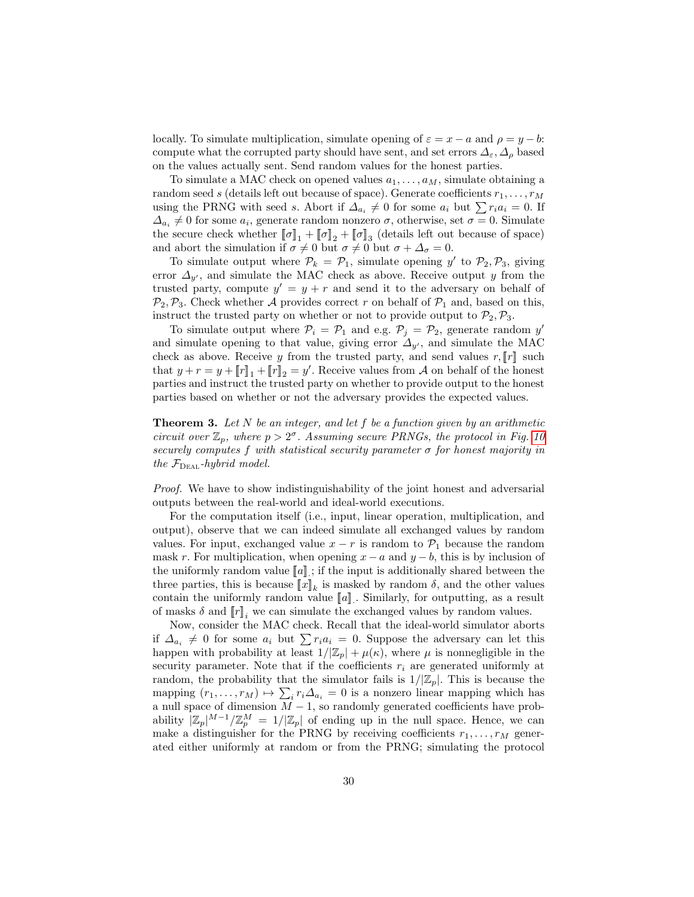locally. To simulate multiplication, simulate opening of $\varepsilon = x - a$ and $\rho = y - b$: compute what the corrupted party should have sent, and set errors $\Delta_\varepsilon, \Delta_\rho$ based on the values actually sent. Send random values for the honest parties.

To simulate a MAC check on opened values $a_1, \ldots, a_M$, simulate obtaining a random seed $s$ (details left out because of space). Generate coefficients $r_1, \ldots, r_M$ using the PRNG with seed $s$. Abort if $\Delta_{a_i} \neq 0$ for some $a_i$ but $\sum r_i a_i = 0$. If $\Delta_{a_i} \neq 0$ for some $a_i$, generate random nonzero $\sigma$, otherwise, set $\sigma = 0$. Simulate the secure check whether $[\![\sigma]\!]_1 + [\![\sigma]\!]_2 + [\![\sigma]\!]_3$ (details left out because of space) and abort the simulation if $\sigma \neq 0$ but $\sigma \neq 0$ but $\sigma + \Delta_\sigma = 0$.

To simulate output where $\mathcal{P}_k = \mathcal{P}_1$, simulate opening $y'$ to $\mathcal{P}_2, \mathcal{P}_3$, giving error $\Delta_{y'}$, and simulate the MAC check as above. Receive output $y$ from the trusted party, compute $y' = y + r$ and send it to the adversary on behalf of $\mathcal{P}_2, \mathcal{P}_3$. Check whether $\mathcal{A}$ provides correct $r$ on behalf of $\mathcal{P}_1$ and, based on this, instruct the trusted party on whether or not to provide output to $\mathcal{P}_2, \mathcal{P}_3$.

To simulate output where $\mathcal{P}_i = \mathcal{P}_1$ and e.g. $\mathcal{P}_j = \mathcal{P}_2$, generate random $y'$ and simulate opening to that value, giving error $\Delta_{y'}$, and simulate the MAC check as above. Receive $y$ from the trusted party, and send values $r, [\![r]\!]$ such that $y + r = y + [\![r]\!]_1 + [\![r]\!]_2 = y'$. Receive values from $\mathcal{A}$ on behalf of the honest parties and instruct the trusted party on whether to provide output to the honest parties based on whether or not the adversary provides the expected values.

**Theorem 3.** *Let $N$ be an integer, and let $f$ be a function given by an arithmetic circuit over $\mathbb{Z}_p$, where $p > 2^\sigma$. Assuming secure PRNGs, the protocol in Fig. 10 securely computes $f$ with statistical security parameter $\sigma$ for honest majority in the $\mathcal{F}_{\text{DEAL}}$-hybrid model.*

*Proof.* We have to show indistinguishability of the joint honest and adversarial outputs between the real-world and ideal-world executions.

For the computation itself (i.e., input, linear operation, multiplication, and output), observe that we can indeed simulate all exchanged values by random values. For input, exchanged value $x - r$ is random to $\mathcal{P}_1$ because the random mask $r$. For multiplication, when opening $x - a$ and $y - b$, this is by inclusion of the uniformly random value $[\![a]\!]_\cdot$; if the input is additionally shared between the three parties, this is because $[\![x]\!]_k$ is masked by random $\delta$, and the other values contain the uniformly random value $[\![a]\!]_\cdot$. Similarly, for outputting, as a result of masks $\delta$ and $[\![r]\!]_i$ we can simulate the exchanged values by random values.

Now, consider the MAC check. Recall that the ideal-world simulator aborts if $\Delta_{a_i} \neq 0$ for some $a_i$ but $\sum r_i a_i = 0$. Suppose the adversary can let this happen with probability at least $1/|\mathbb{Z}_p| + \mu(\kappa)$, where $\mu$ is nonnegligible in the security parameter. Note that if the coefficients $r_i$ are generated uniformly at random, the probability that the simulator fails is $1/|\mathbb{Z}_p|$. This is because the mapping $(r_1, \ldots, r_M) \mapsto \sum_i r_i \Delta_{a_i} = 0$ is a nonzero linear mapping which has a null space of dimension $M - 1$, so randomly generated coefficients have probability $|\mathbb{Z}_p|^{M-1}/\mathbb{Z}_p^M = 1/|\mathbb{Z}_p|$ of ending up in the null space. Hence, we can make a distinguisher for the PRNG by receiving coefficients $r_1, \ldots, r_M$ generated either uniformly at random or from the PRNG; simulating the protocol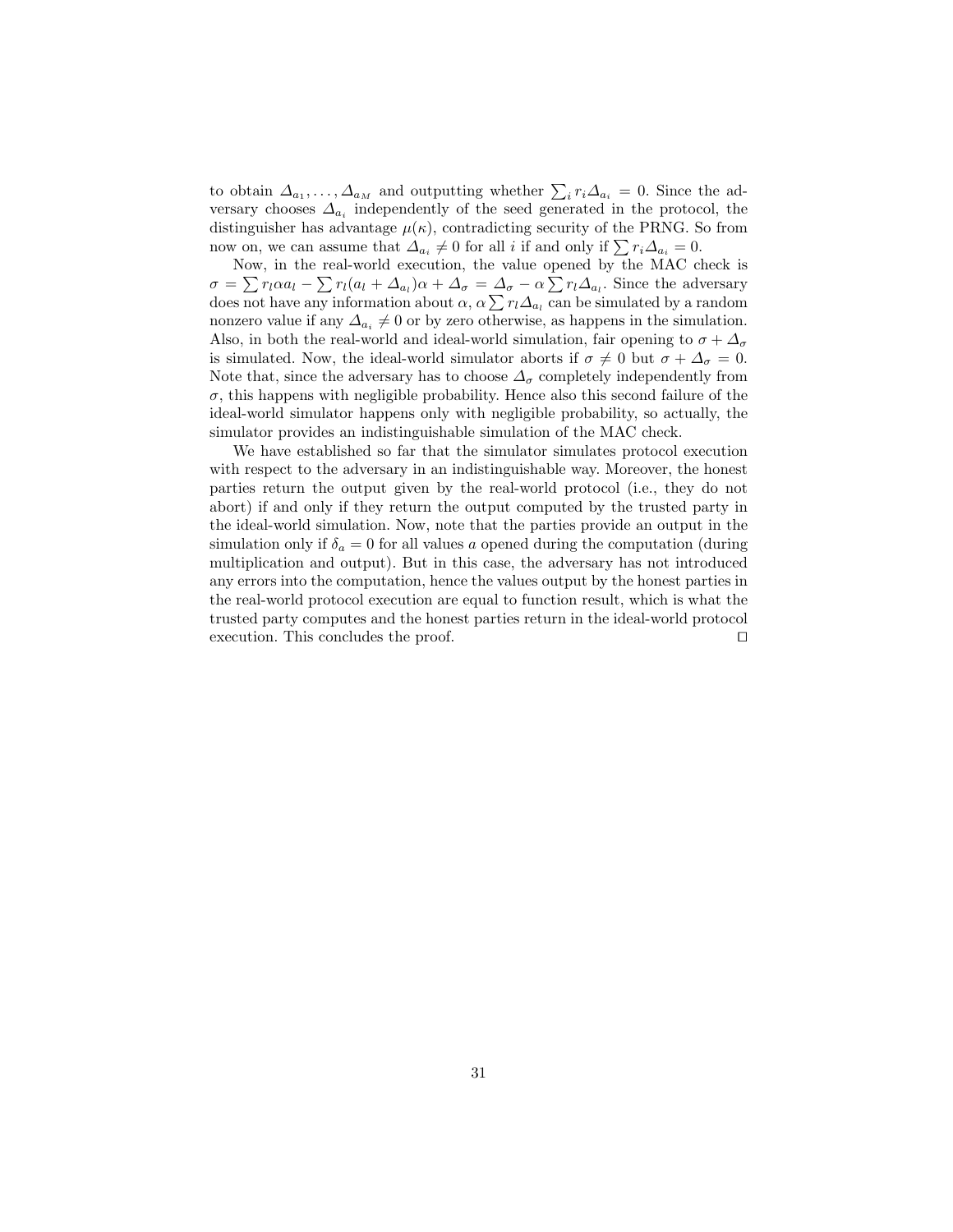to obtain $\Delta_{a_1}, \ldots, \Delta_{a_M}$ and outputting whether $\sum_i r_i \Delta_{a_i} = 0$. Since the adversary chooses $\Delta_{a_i}$ independently of the seed generated in the protocol, the distinguisher has advantage $\mu(\kappa)$, contradicting security of the PRNG. So from now on, we can assume that $\Delta_{a_i} \neq 0$ for all $i$ if and only if $\sum r_i \Delta_{a_i} = 0$.

Now, in the real-world execution, the value opened by the MAC check is $\sigma = \sum r_l \alpha a_l - \sum r_l (a_l + \Delta_{a_l})\alpha + \Delta_\sigma = \Delta_\sigma - \alpha \sum r_l \Delta_{a_l}$. Since the adversary does not have any information about $\alpha$, $\alpha \sum r_l \Delta_{a_l}$ can be simulated by a random nonzero value if any $\Delta_{a_i} \neq 0$ or by zero otherwise, as happens in the simulation. Also, in both the real-world and ideal-world simulation, fair opening to $\sigma + \Delta_\sigma$ is simulated. Now, the ideal-world simulator aborts if $\sigma \neq 0$ but $\sigma + \Delta_\sigma = 0$. Note that, since the adversary has to choose $\Delta_\sigma$ completely independently from $\sigma$, this happens with negligible probability. Hence also this second failure of the ideal-world simulator happens only with negligible probability, so actually, the simulator provides an indistinguishable simulation of the MAC check.

We have established so far that the simulator simulates protocol execution with respect to the adversary in an indistinguishable way. Moreover, the honest parties return the output given by the real-world protocol (i.e., they do not abort) if and only if they return the output computed by the trusted party in the ideal-world simulation. Now, note that the parties provide an output in the simulation only if $\delta_a = 0$ for all values $a$ opened during the computation (during multiplication and output). But in this case, the adversary has not introduced any errors into the computation, hence the values output by the honest parties in the real-world protocol execution are equal to function result, which is what the trusted party computes and the honest parties return in the ideal-world protocol execution. This concludes the proof. ◻